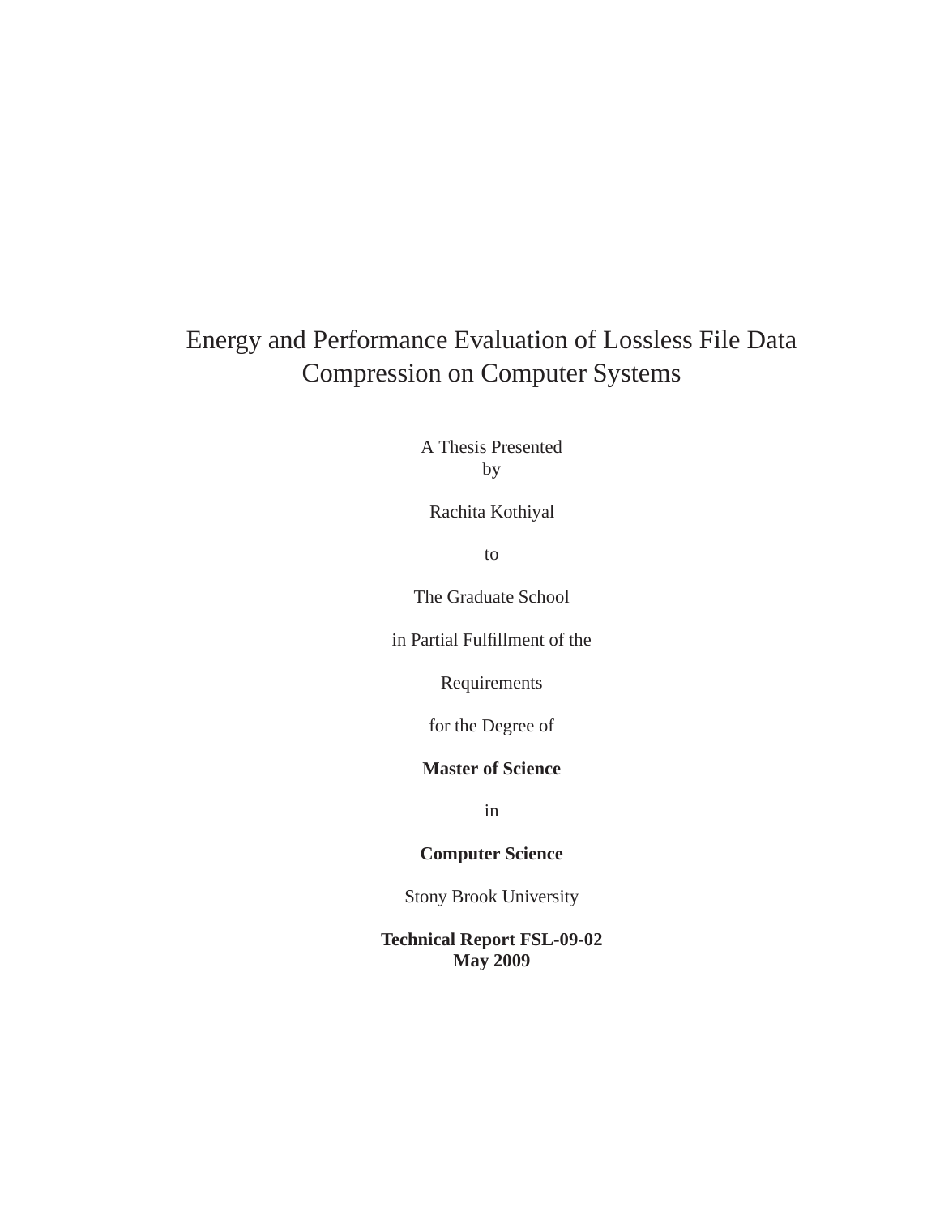# Energy and Performance Evaluation of Lossless File Data Compression on Computer Systems

A Thesis Presented  
by

Rachita Kothiyal

to

The Graduate School

in Partial Fulfillment of the

Requirements

for the Degree of

**Master of Science**

in

**Computer Science**

Stony Brook University

**Technical Report FSL-09-02**  
**May 2009**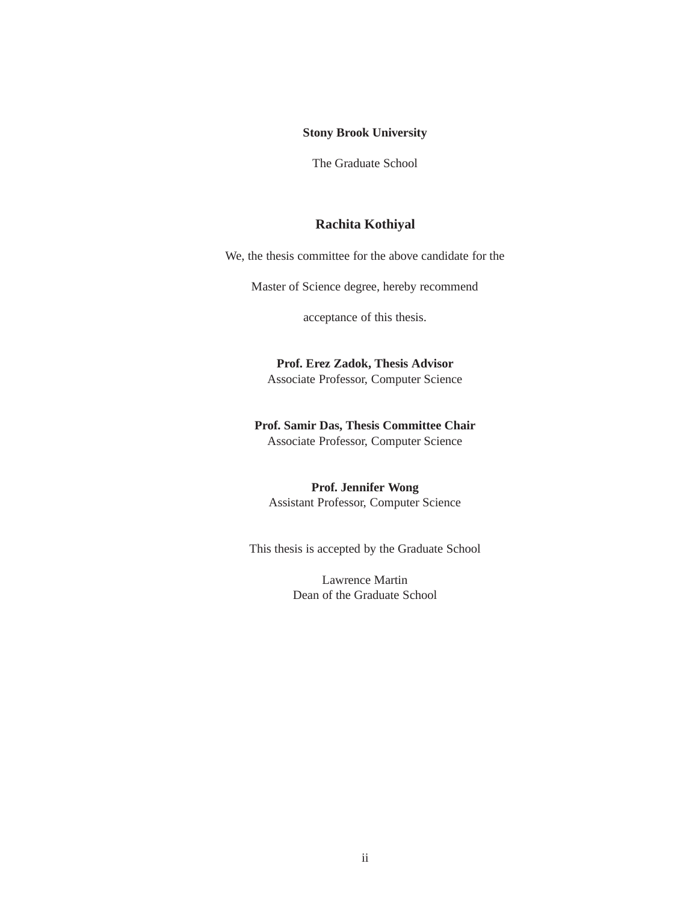**Stony Brook University**

The Graduate School

**Rachita Kothiyal**

We, the thesis committee for the above candidate for the

Master of Science degree, hereby recommend

acceptance of this thesis.

**Prof. Erez Zadok, Thesis Advisor**
Associate Professor, Computer Science

**Prof. Samir Das, Thesis Committee Chair**
Associate Professor, Computer Science

**Prof. Jennifer Wong**
Assistant Professor, Computer Science

This thesis is accepted by the Graduate School

Lawrence Martin
Dean of the Graduate School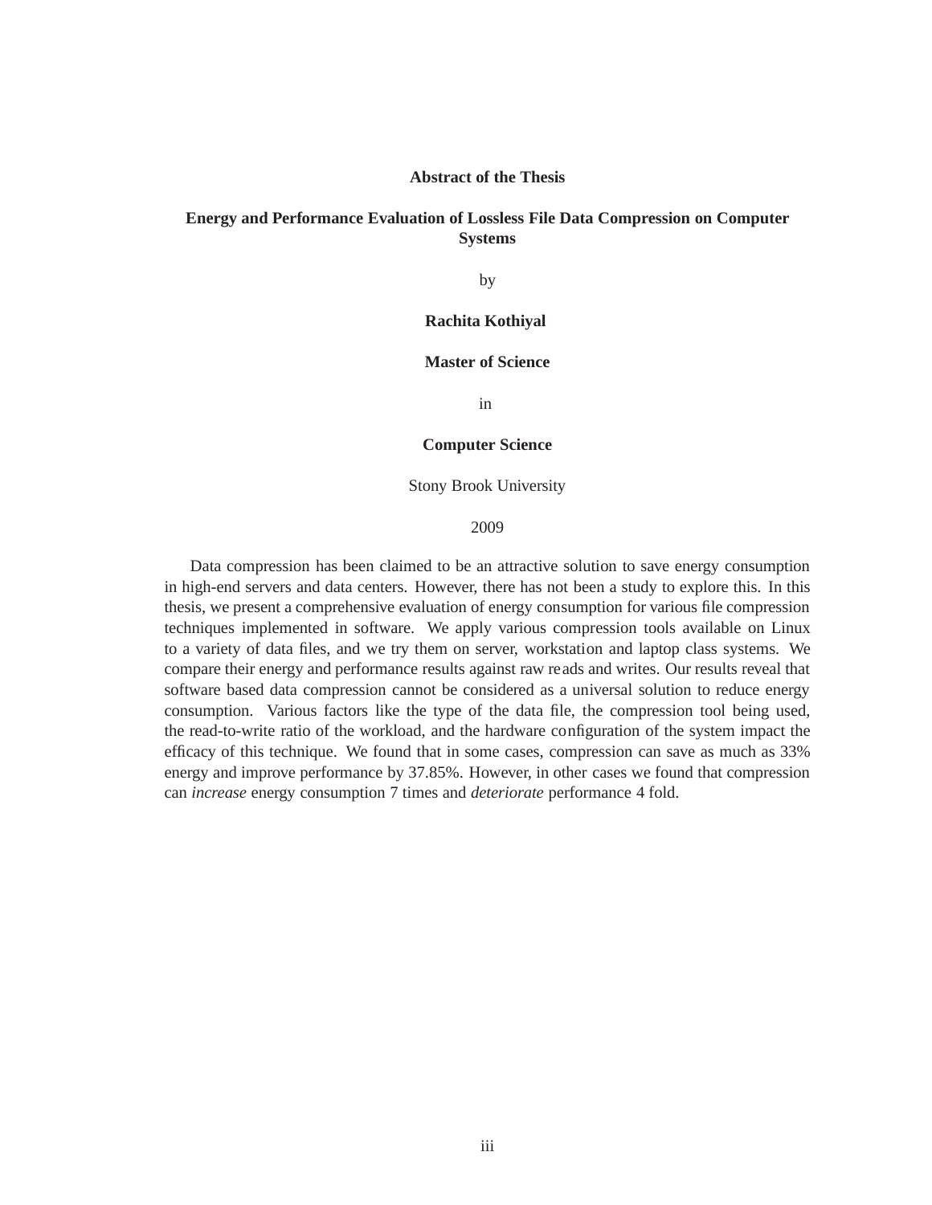**Abstract of the Thesis**

**Energy and Performance Evaluation of Lossless File Data Compression on Computer Systems**

by

**Rachita Kothiyal**

**Master of Science**

in

**Computer Science**

Stony Brook University

2009

Data compression has been claimed to be an attractive solution to save energy consumption in high-end servers and data centers. However, there has not been a study to explore this. In this thesis, we present a comprehensive evaluation of energy consumption for various file compression techniques implemented in software. We apply various compression tools available on Linux to a variety of data files, and we try them on server, workstation and laptop class systems. We compare their energy and performance results against raw reads and writes. Our results reveal that software based data compression cannot be considered as a universal solution to reduce energy consumption. Various factors like the type of the data file, the compression tool being used, the read-to-write ratio of the workload, and the hardware configuration of the system impact the efficacy of this technique. We found that in some cases, compression can save as much as 33% energy and improve performance by 37.85%. However, in other cases we found that compression can *increase* energy consumption 7 times and *deteriorate* performance 4 fold.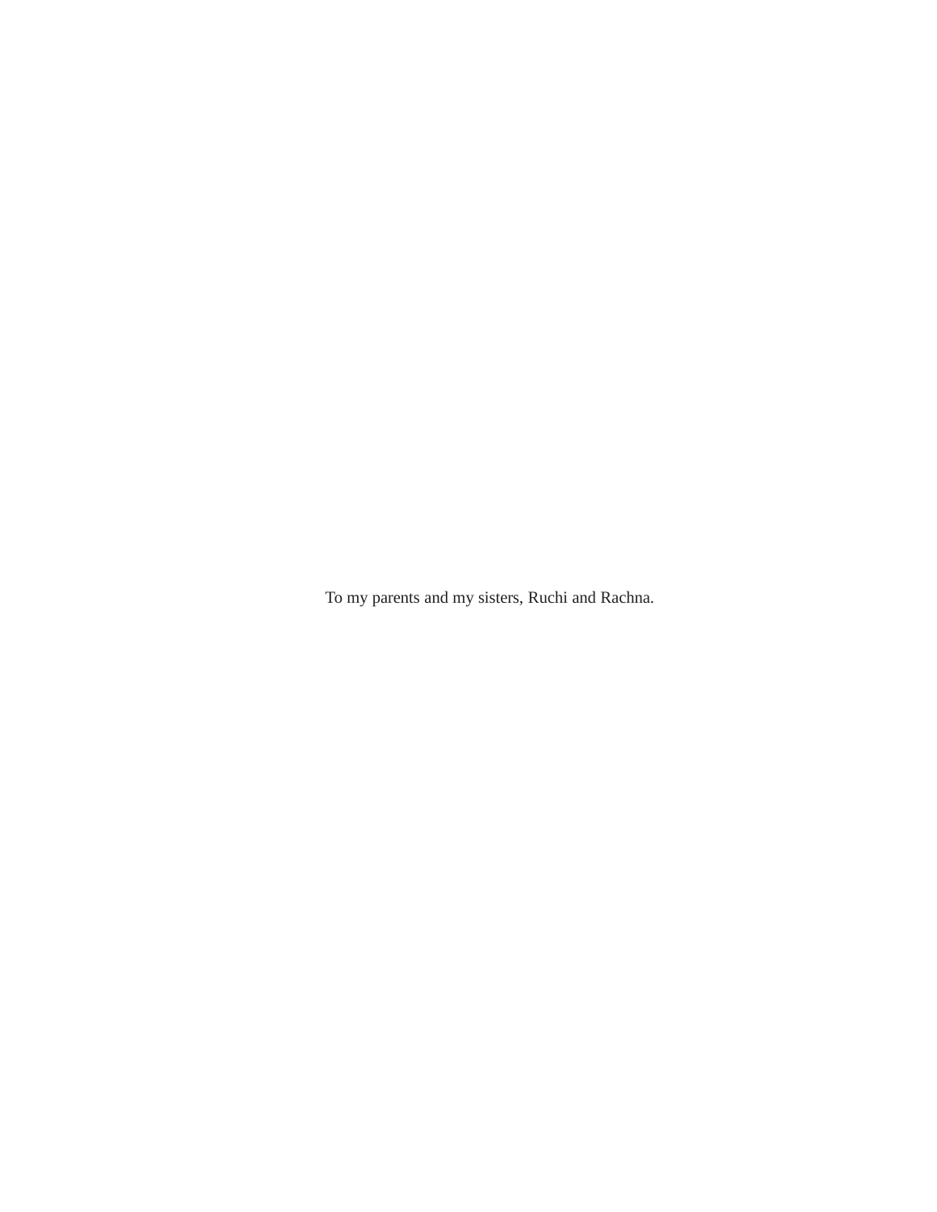To my parents and my sisters, Ruchi and Rachna.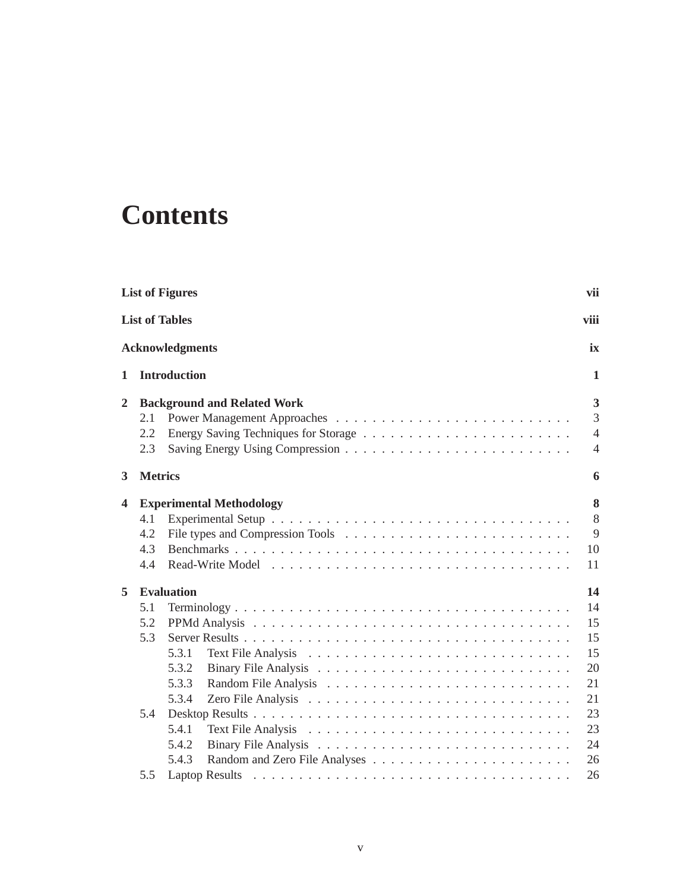# Contents

**List of Figures** **vii**

**List of Tables** **viii**

**Acknowledgments** **ix**

**1 Introduction** **1**

**2 Background and Related Work** **3**

- 2.1 Power Management Approaches . . . . . . . . . . 3
- 2.2 Energy Saving Techniques for Storage . . . . . . . . . . 4
- 2.3 Saving Energy Using Compression . . . . . . . . . . 4

**3 Metrics** **6**

**4 Experimental Methodology** **8**

- 4.1 Experimental Setup . . . . . . . . . . 8
- 4.2 File types and Compression Tools . . . . . . . . . . 9
- 4.3 Benchmarks . . . . . . . . . . 10
- 4.4 Read-Write Model . . . . . . . . . . 11

**5 Evaluation** **14**

- 5.1 Terminology . . . . . . . . . . 14
- 5.2 PPMd Analysis . . . . . . . . . . 15
- 5.3 Server Results . . . . . . . . . . 15
  - 5.3.1 Text File Analysis . . . . . . . . . . 15
  - 5.3.2 Binary File Analysis . . . . . . . . . . 20
  - 5.3.3 Random File Analysis . . . . . . . . . . 21
  - 5.3.4 Zero File Analysis . . . . . . . . . . 21
- 5.4 Desktop Results . . . . . . . . . . 23
  - 5.4.1 Text File Analysis . . . . . . . . . . 23
  - 5.4.2 Binary File Analysis . . . . . . . . . . 24
  - 5.4.3 Random and Zero File Analyses . . . . . . . . . . 26
- 5.5 Laptop Results . . . . . . . . . . 26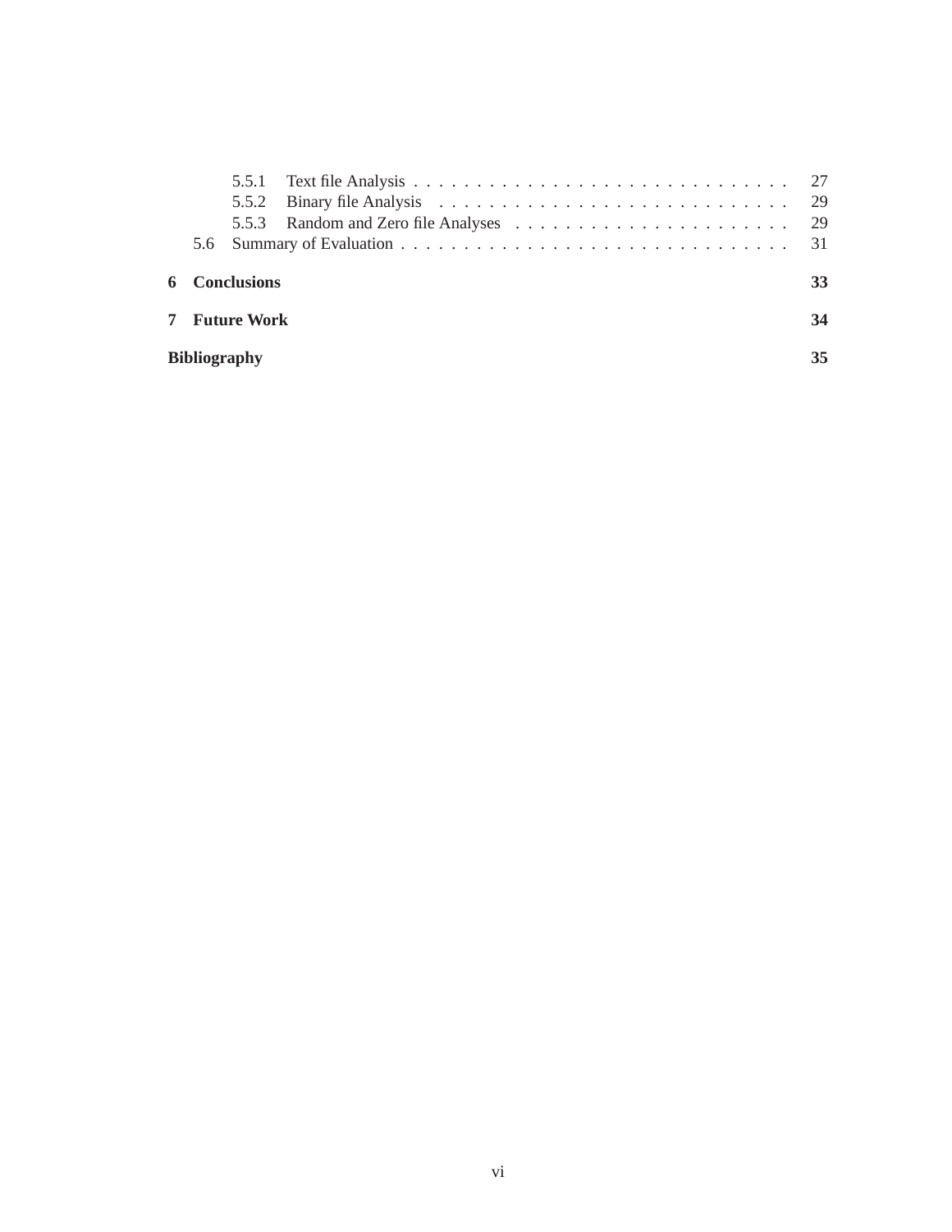- 5.5.1 Text file Analysis . . . . . . . . . . . . . . . . . . . . . . . . . . . . . 27
- 5.5.2 Binary file Analysis . . . . . . . . . . . . . . . . . . . . . . . . . . . . 29
- 5.5.3 Random and Zero file Analyses . . . . . . . . . . . . . . . . . . . . . . 29
- 5.6 Summary of Evaluation . . . . . . . . . . . . . . . . . . . . . . . . . . . . . . . . 31

**6 Conclusions** **33**

**7 Future Work** **34**

**Bibliography** **35**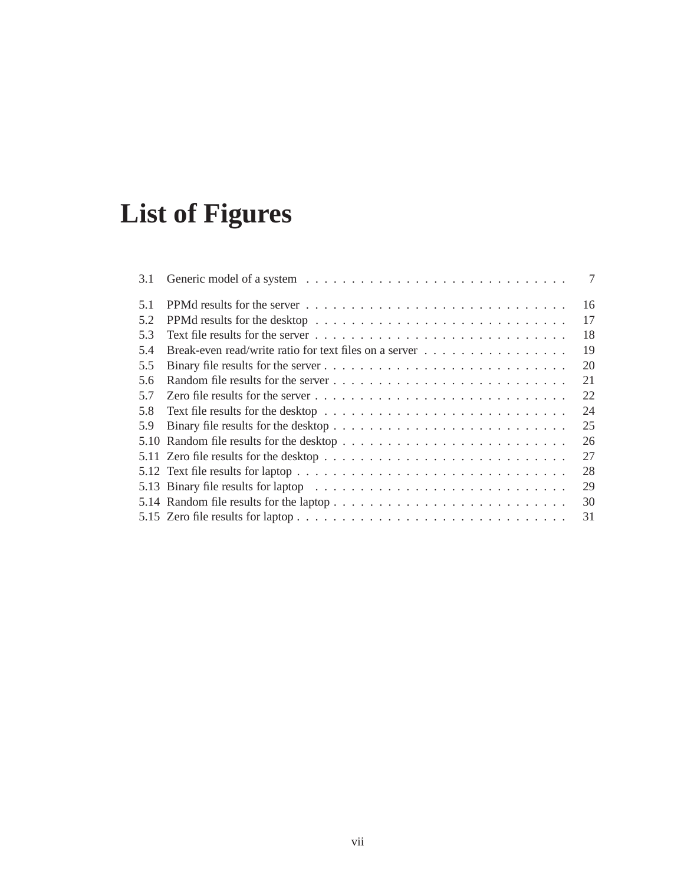# List of Figures

| | | |
|---|---|---|
| 3.1 | Generic model of a system | 7 |
| 5.1 | PPMd results for the server | 16 |
| 5.2 | PPMd results for the desktop | 17 |
| 5.3 | Text file results for the server | 18 |
| 5.4 | Break-even read/write ratio for text files on a server | 19 |
| 5.5 | Binary file results for the server | 20 |
| 5.6 | Random file results for the server | 21 |
| 5.7 | Zero file results for the server | 22 |
| 5.8 | Text file results for the desktop | 24 |
| 5.9 | Binary file results for the desktop | 25 |
| 5.10 | Random file results for the desktop | 26 |
| 5.11 | Zero file results for the desktop | 27 |
| 5.12 | Text file results for laptop | 28 |
| 5.13 | Binary file results for laptop | 29 |
| 5.14 | Random file results for the laptop | 30 |
| 5.15 | Zero file results for laptop | 31 |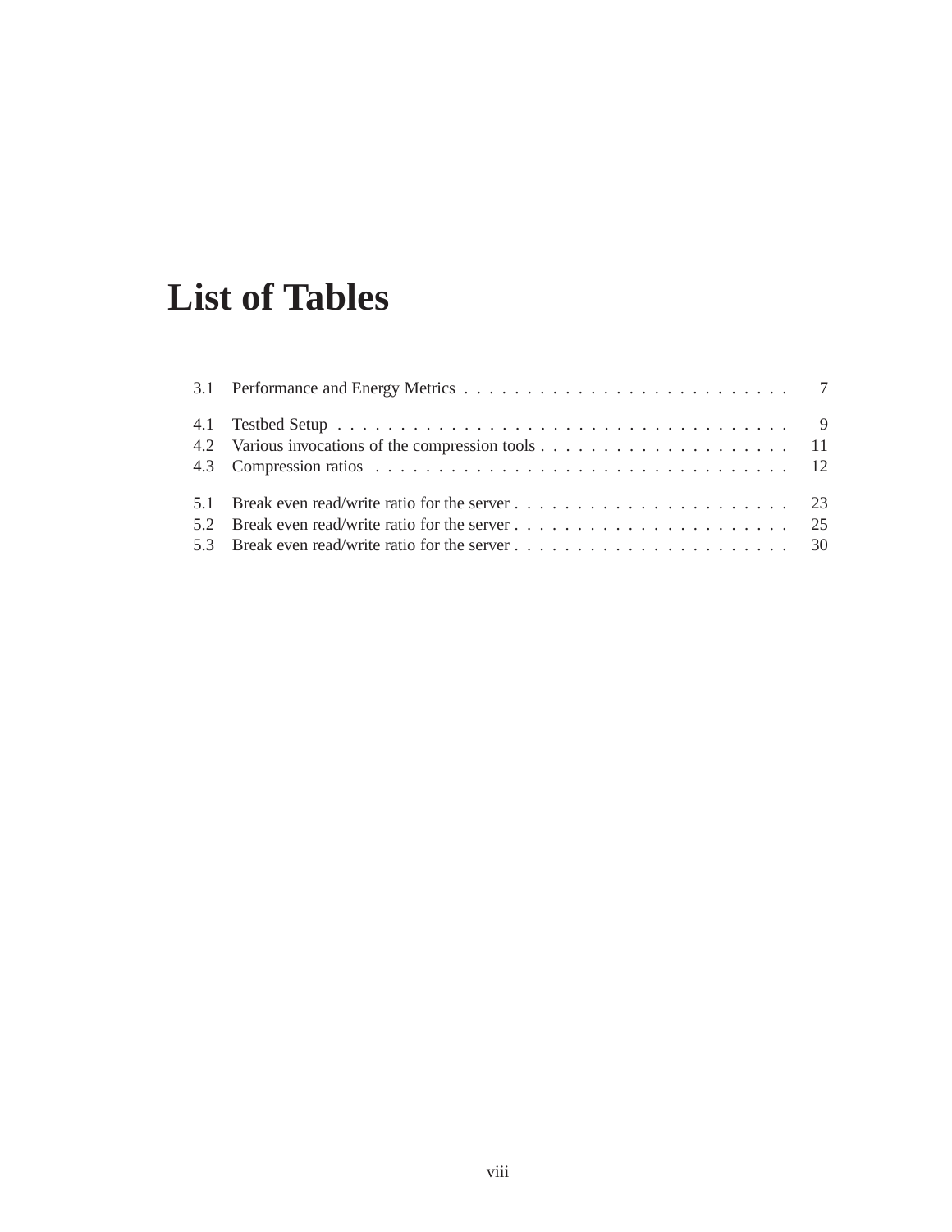# List of Tables

3.1 Performance and Energy Metrics . . . . . . . . . . . . . . . . . . . . . . . . . . 7

4.1 Testbed Setup . . . . . . . . . . . . . . . . . . . . . . . . . . . . . . . . . . . . . 9
4.2 Various invocations of the compression tools . . . . . . . . . . . . . . . . . . . . 11
4.3 Compression ratios . . . . . . . . . . . . . . . . . . . . . . . . . . . . . . . . . 12

5.1 Break even read/write ratio for the server . . . . . . . . . . . . . . . . . . . . . . 23
5.2 Break even read/write ratio for the server . . . . . . . . . . . . . . . . . . . . . . 25
5.3 Break even read/write ratio for the server . . . . . . . . . . . . . . . . . . . . . . 30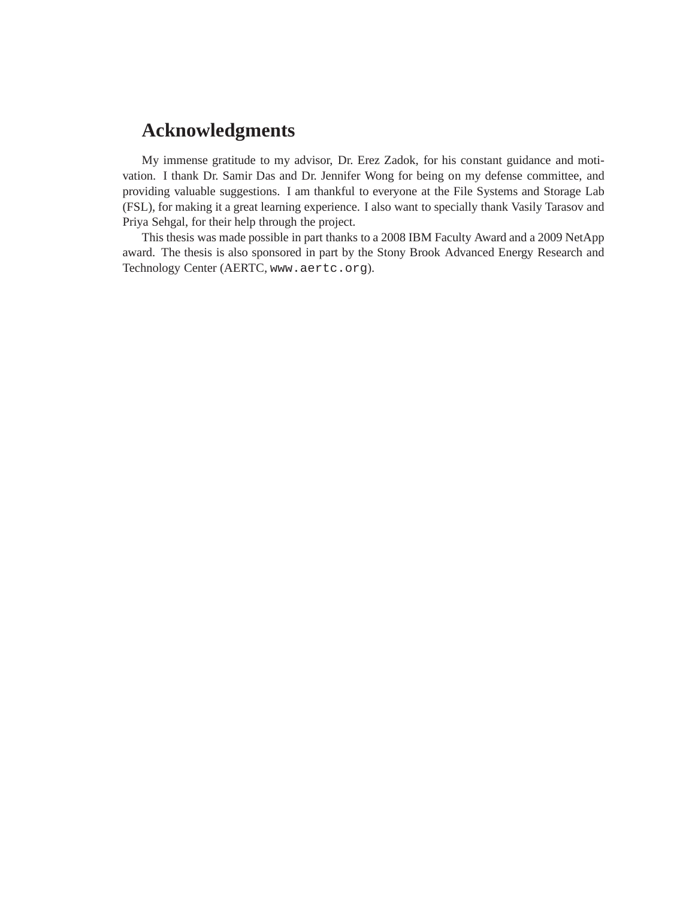# Acknowledgments

My immense gratitude to my advisor, Dr. Erez Zadok, for his constant guidance and motivation. I thank Dr. Samir Das and Dr. Jennifer Wong for being on my defense committee, and providing valuable suggestions. I am thankful to everyone at the File Systems and Storage Lab (FSL), for making it a great learning experience. I also want to specially thank Vasily Tarasov and Priya Sehgal, for their help through the project.

This thesis was made possible in part thanks to a 2008 IBM Faculty Award and a 2009 NetApp award. The thesis is also sponsored in part by the Stony Brook Advanced Energy Research and Technology Center (AERTC, `www.aertc.org`).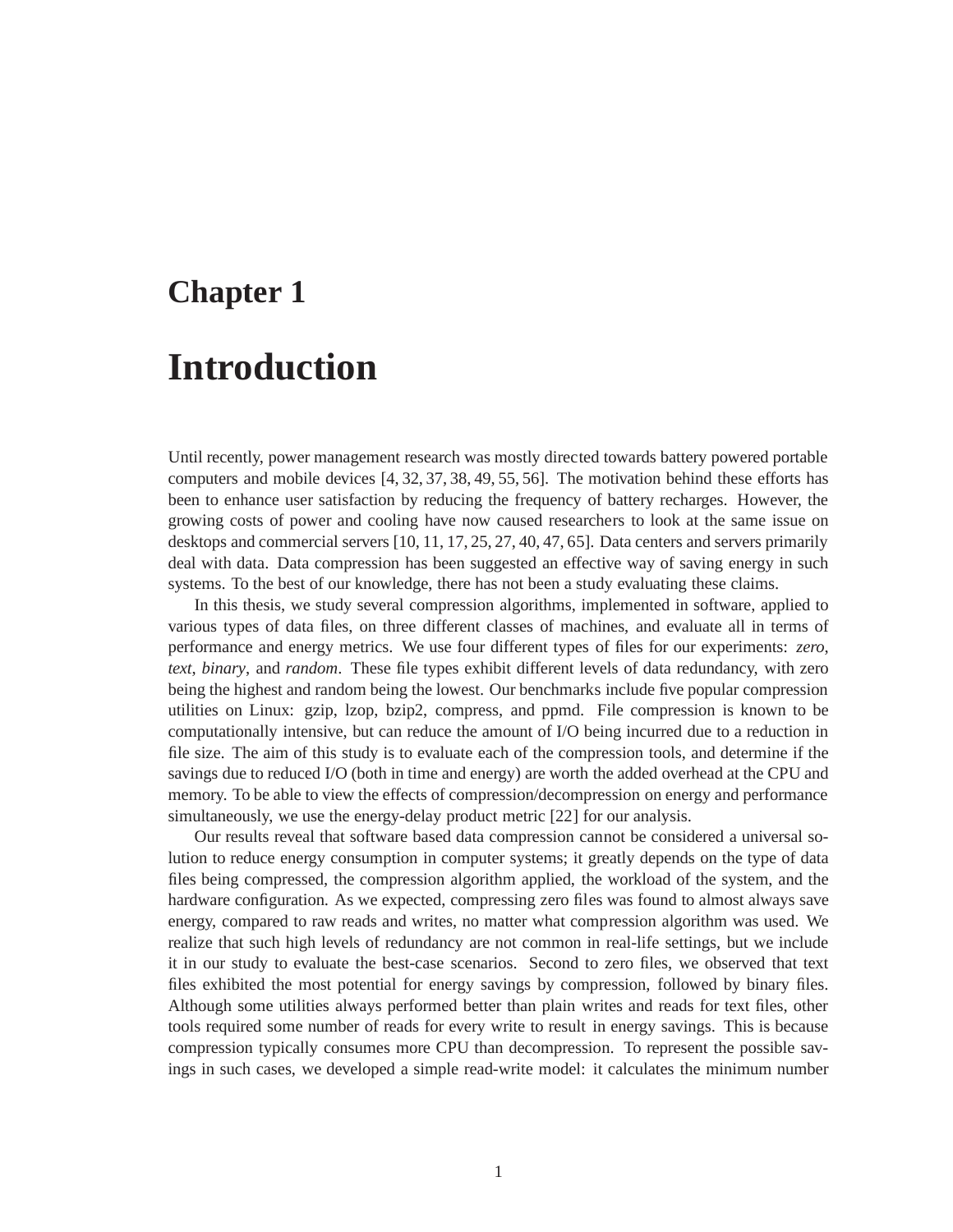# Chapter 1

# Introduction

Until recently, power management research was mostly directed towards battery powered portable computers and mobile devices [4, 32, 37, 38, 49, 55, 56]. The motivation behind these efforts has been to enhance user satisfaction by reducing the frequency of battery recharges. However, the growing costs of power and cooling have now caused researchers to look at the same issue on desktops and commercial servers [10, 11, 17, 25, 27, 40, 47, 65]. Data centers and servers primarily deal with data. Data compression has been suggested an effective way of saving energy in such systems. To the best of our knowledge, there has not been a study evaluating these claims.

In this thesis, we study several compression algorithms, implemented in software, applied to various types of data files, on three different classes of machines, and evaluate all in terms of performance and energy metrics. We use four different types of files for our experiments: *zero*, *text*, *binary*, and *random*. These file types exhibit different levels of data redundancy, with zero being the highest and random being the lowest. Our benchmarks include five popular compression utilities on Linux: gzip, lzop, bzip2, compress, and ppmd. File compression is known to be computationally intensive, but can reduce the amount of I/O being incurred due to a reduction in file size. The aim of this study is to evaluate each of the compression tools, and determine if the savings due to reduced I/O (both in time and energy) are worth the added overhead at the CPU and memory. To be able to view the effects of compression/decompression on energy and performance simultaneously, we use the energy-delay product metric [22] for our analysis.

Our results reveal that software based data compression cannot be considered a universal solution to reduce energy consumption in computer systems; it greatly depends on the type of data files being compressed, the compression algorithm applied, the workload of the system, and the hardware configuration. As we expected, compressing zero files was found to almost always save energy, compared to raw reads and writes, no matter what compression algorithm was used. We realize that such high levels of redundancy are not common in real-life settings, but we include it in our study to evaluate the best-case scenarios. Second to zero files, we observed that text files exhibited the most potential for energy savings by compression, followed by binary files. Although some utilities always performed better than plain writes and reads for text files, other tools required some number of reads for every write to result in energy savings. This is because compression typically consumes more CPU than decompression. To represent the possible savings in such cases, we developed a simple read-write model: it calculates the minimum number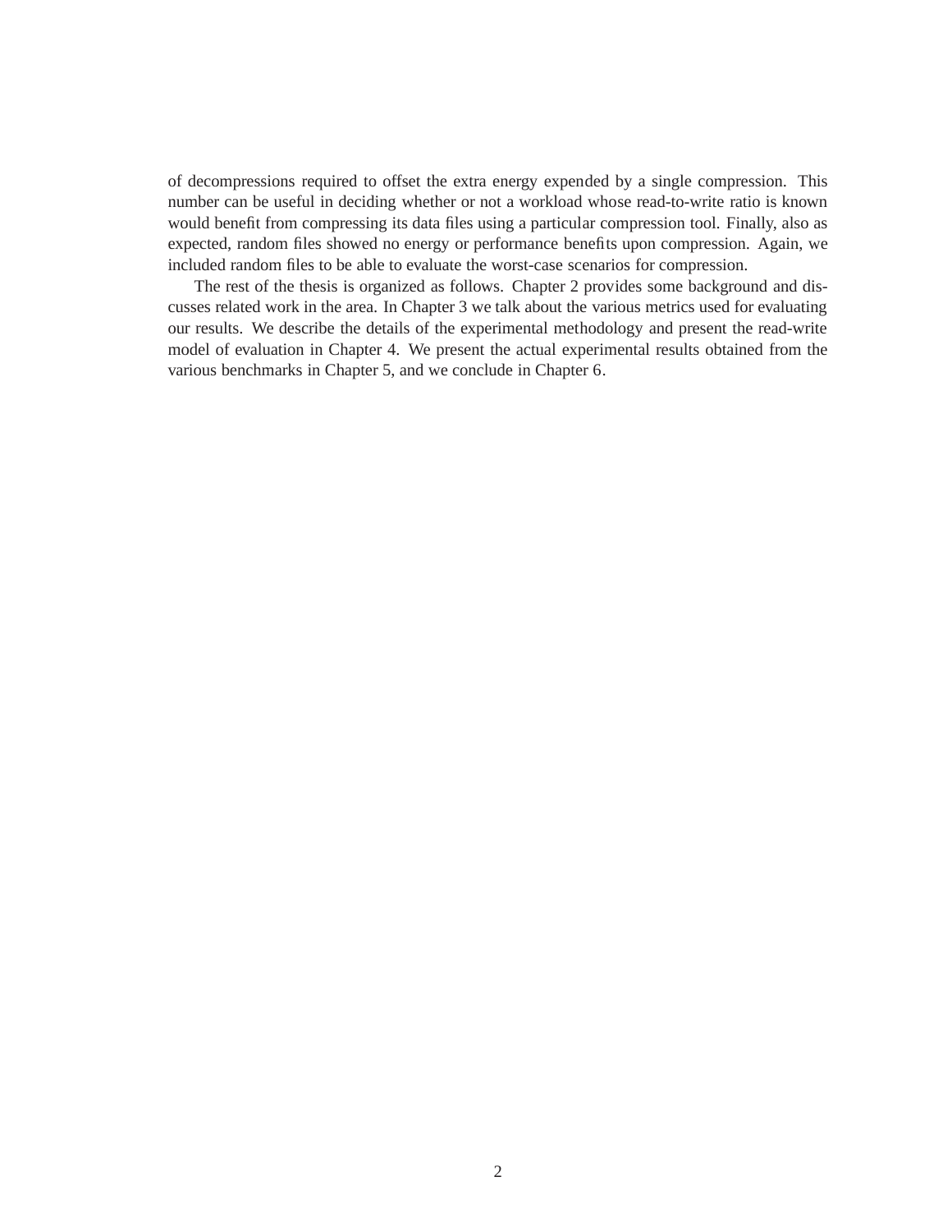of decompressions required to offset the extra energy expended by a single compression. This number can be useful in deciding whether or not a workload whose read-to-write ratio is known would benefit from compressing its data files using a particular compression tool. Finally, also as expected, random files showed no energy or performance benefits upon compression. Again, we included random files to be able to evaluate the worst-case scenarios for compression.

The rest of the thesis is organized as follows. Chapter 2 provides some background and discusses related work in the area. In Chapter 3 we talk about the various metrics used for evaluating our results. We describe the details of the experimental methodology and present the read-write model of evaluation in Chapter 4. We present the actual experimental results obtained from the various benchmarks in Chapter 5, and we conclude in Chapter 6.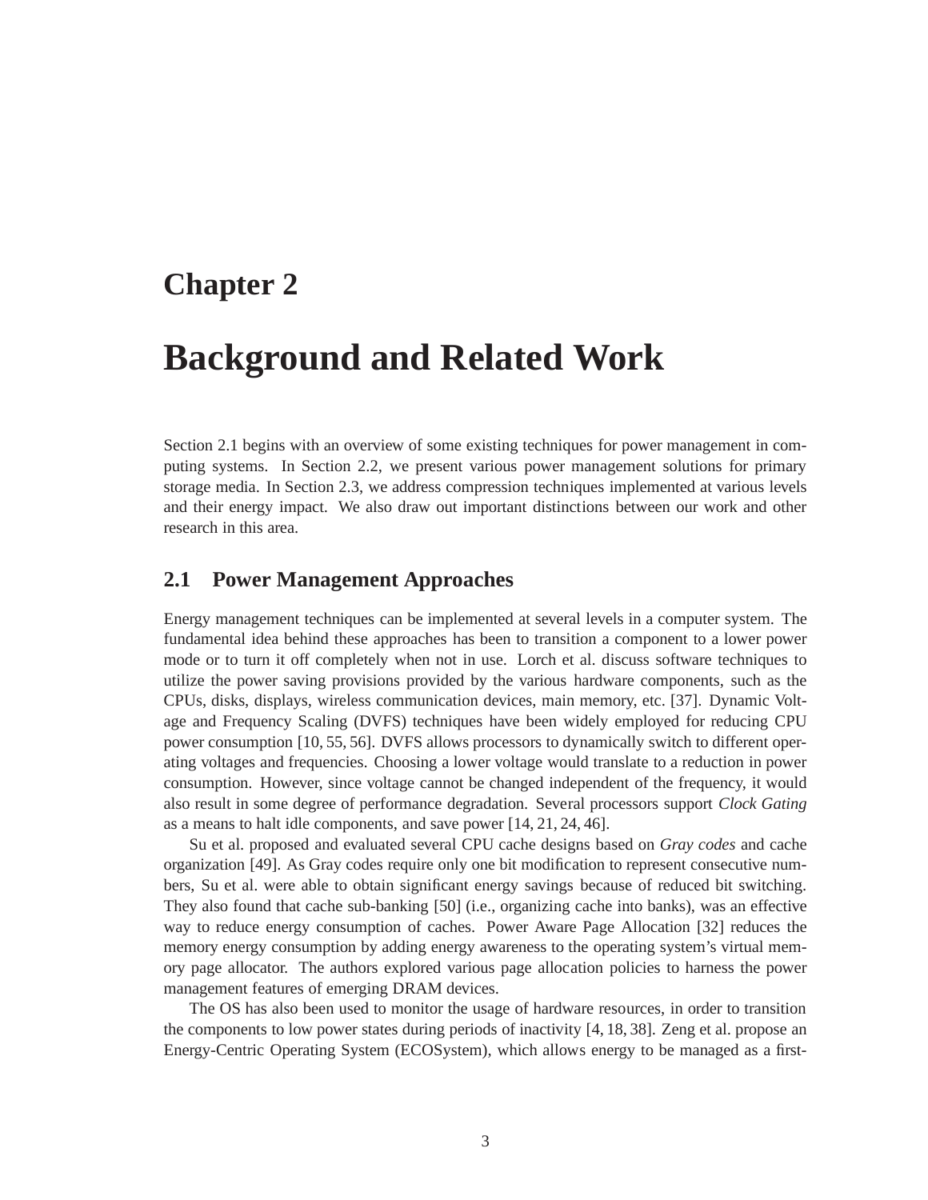# Chapter 2

# Background and Related Work

Section 2.1 begins with an overview of some existing techniques for power management in computing systems. In Section 2.2, we present various power management solutions for primary storage media. In Section 2.3, we address compression techniques implemented at various levels and their energy impact. We also draw out important distinctions between our work and other research in this area.

## 2.1 Power Management Approaches

Energy management techniques can be implemented at several levels in a computer system. The fundamental idea behind these approaches has been to transition a component to a lower power mode or to turn it off completely when not in use. Lorch et al. discuss software techniques to utilize the power saving provisions provided by the various hardware components, such as the CPUs, disks, displays, wireless communication devices, main memory, etc. [37]. Dynamic Voltage and Frequency Scaling (DVFS) techniques have been widely employed for reducing CPU power consumption [10, 55, 56]. DVFS allows processors to dynamically switch to different operating voltages and frequencies. Choosing a lower voltage would translate to a reduction in power consumption. However, since voltage cannot be changed independent of the frequency, it would also result in some degree of performance degradation. Several processors support *Clock Gating* as a means to halt idle components, and save power [14, 21, 24, 46].

Su et al. proposed and evaluated several CPU cache designs based on *Gray codes* and cache organization [49]. As Gray codes require only one bit modification to represent consecutive numbers, Su et al. were able to obtain significant energy savings because of reduced bit switching. They also found that cache sub-banking [50] (i.e., organizing cache into banks), was an effective way to reduce energy consumption of caches. Power Aware Page Allocation [32] reduces the memory energy consumption by adding energy awareness to the operating system's virtual memory page allocator. The authors explored various page allocation policies to harness the power management features of emerging DRAM devices.

The OS has also been used to monitor the usage of hardware resources, in order to transition the components to low power states during periods of inactivity [4, 18, 38]. Zeng et al. propose an Energy-Centric Operating System (ECOSystem), which allows energy to be managed as a first-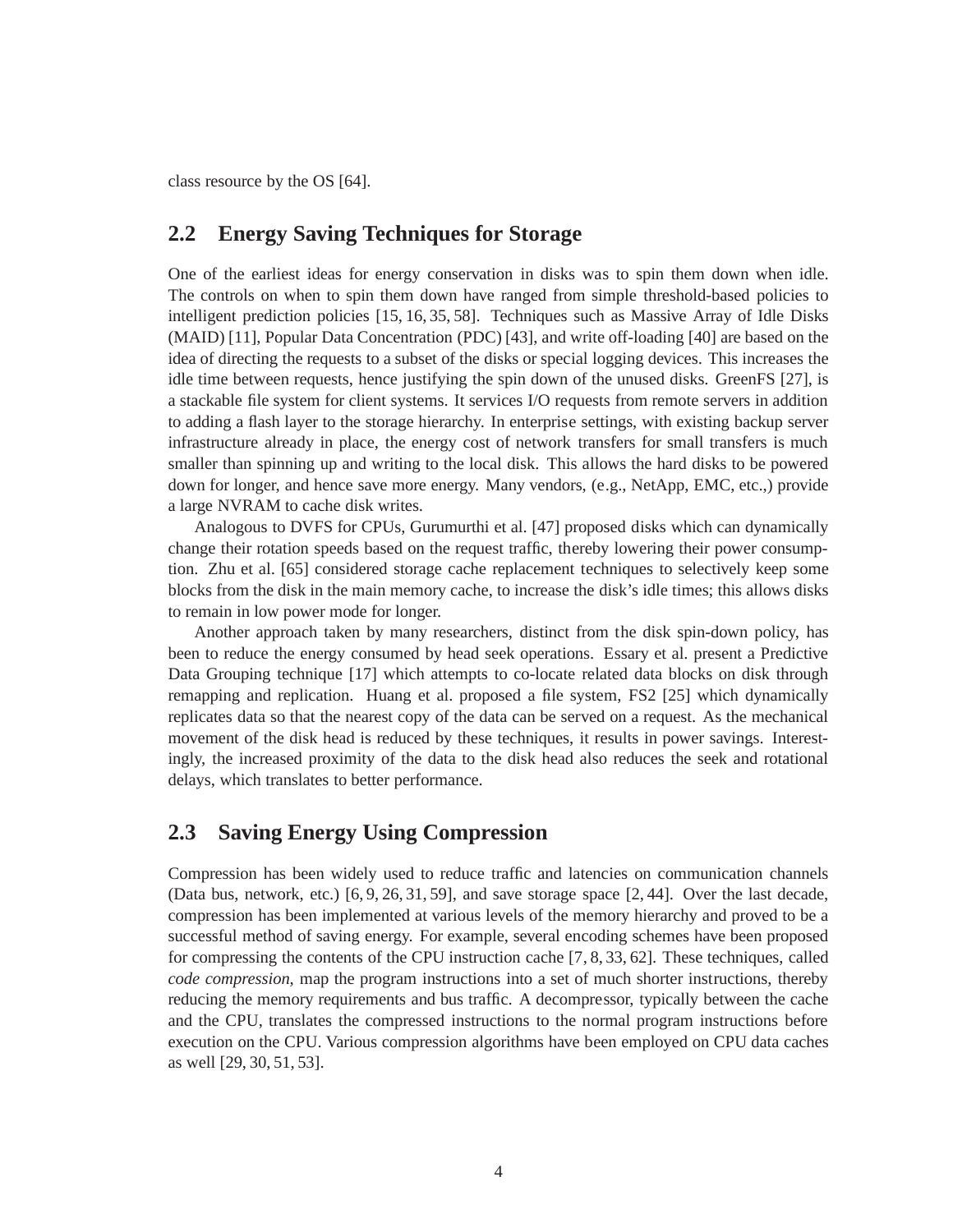class resource by the OS [64].

## 2.2 Energy Saving Techniques for Storage

One of the earliest ideas for energy conservation in disks was to spin them down when idle. The controls on when to spin them down have ranged from simple threshold-based policies to intelligent prediction policies [15, 16, 35, 58]. Techniques such as Massive Array of Idle Disks (MAID) [11], Popular Data Concentration (PDC) [43], and write off-loading [40] are based on the idea of directing the requests to a subset of the disks or special logging devices. This increases the idle time between requests, hence justifying the spin down of the unused disks. GreenFS [27], is a stackable file system for client systems. It services I/O requests from remote servers in addition to adding a flash layer to the storage hierarchy. In enterprise settings, with existing backup server infrastructure already in place, the energy cost of network transfers for small transfers is much smaller than spinning up and writing to the local disk. This allows the hard disks to be powered down for longer, and hence save more energy. Many vendors, (e.g., NetApp, EMC, etc.,) provide a large NVRAM to cache disk writes.

Analogous to DVFS for CPUs, Gurumurthi et al. [47] proposed disks which can dynamically change their rotation speeds based on the request traffic, thereby lowering their power consumption. Zhu et al. [65] considered storage cache replacement techniques to selectively keep some blocks from the disk in the main memory cache, to increase the disk's idle times; this allows disks to remain in low power mode for longer.

Another approach taken by many researchers, distinct from the disk spin-down policy, has been to reduce the energy consumed by head seek operations. Essary et al. present a Predictive Data Grouping technique [17] which attempts to co-locate related data blocks on disk through remapping and replication. Huang et al. proposed a file system, FS2 [25] which dynamically replicates data so that the nearest copy of the data can be served on a request. As the mechanical movement of the disk head is reduced by these techniques, it results in power savings. Interestingly, the increased proximity of the data to the disk head also reduces the seek and rotational delays, which translates to better performance.

## 2.3 Saving Energy Using Compression

Compression has been widely used to reduce traffic and latencies on communication channels (Data bus, network, etc.) [6, 9, 26, 31, 59], and save storage space [2, 44]. Over the last decade, compression has been implemented at various levels of the memory hierarchy and proved to be a successful method of saving energy. For example, several encoding schemes have been proposed for compressing the contents of the CPU instruction cache [7, 8, 33, 62]. These techniques, called *code compression*, map the program instructions into a set of much shorter instructions, thereby reducing the memory requirements and bus traffic. A decompressor, typically between the cache and the CPU, translates the compressed instructions to the normal program instructions before execution on the CPU. Various compression algorithms have been employed on CPU data caches as well [29, 30, 51, 53].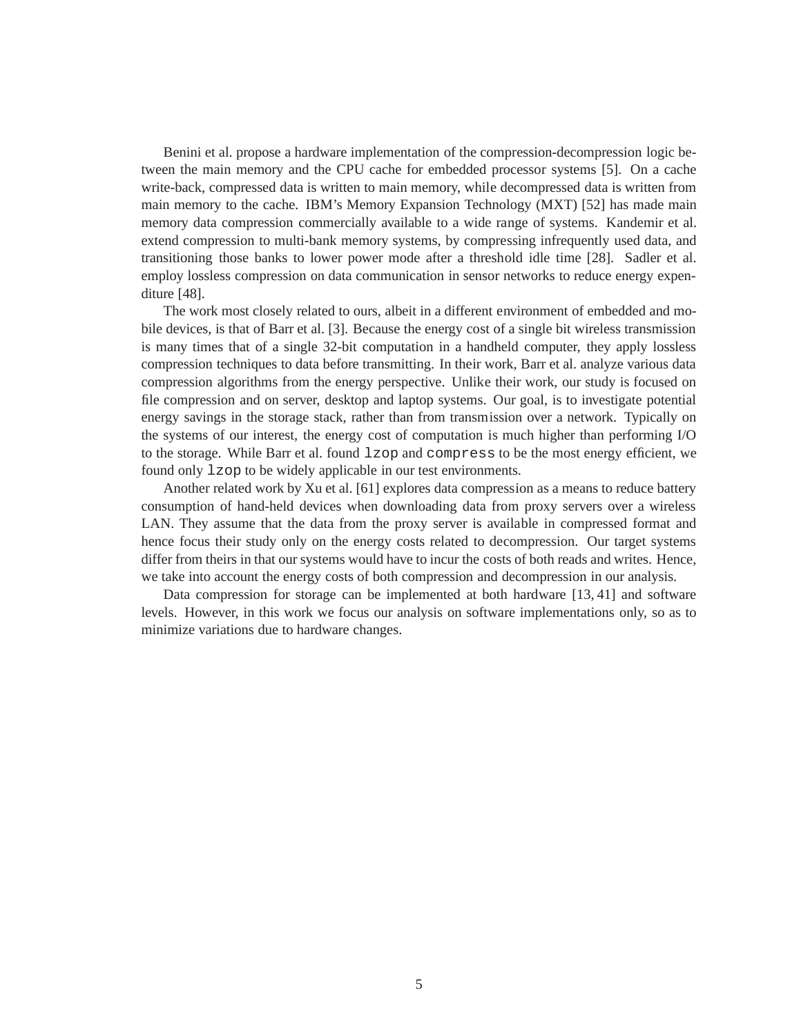Benini et al. propose a hardware implementation of the compression-decompression logic between the main memory and the CPU cache for embedded processor systems [5]. On a cache write-back, compressed data is written to main memory, while decompressed data is written from main memory to the cache. IBM's Memory Expansion Technology (MXT) [52] has made main memory data compression commercially available to a wide range of systems. Kandemir et al. extend compression to multi-bank memory systems, by compressing infrequently used data, and transitioning those banks to lower power mode after a threshold idle time [28]. Sadler et al. employ lossless compression on data communication in sensor networks to reduce energy expenditure [48].

The work most closely related to ours, albeit in a different environment of embedded and mobile devices, is that of Barr et al. [3]. Because the energy cost of a single bit wireless transmission is many times that of a single 32-bit computation in a handheld computer, they apply lossless compression techniques to data before transmitting. In their work, Barr et al. analyze various data compression algorithms from the energy perspective. Unlike their work, our study is focused on file compression and on server, desktop and laptop systems. Our goal, is to investigate potential energy savings in the storage stack, rather than from transmission over a network. Typically on the systems of our interest, the energy cost of computation is much higher than performing I/O to the storage. While Barr et al. found `lzop` and `compress` to be the most energy efficient, we found only `lzop` to be widely applicable in our test environments.

Another related work by Xu et al. [61] explores data compression as a means to reduce battery consumption of hand-held devices when downloading data from proxy servers over a wireless LAN. They assume that the data from the proxy server is available in compressed format and hence focus their study only on the energy costs related to decompression. Our target systems differ from theirs in that our systems would have to incur the costs of both reads and writes. Hence, we take into account the energy costs of both compression and decompression in our analysis.

Data compression for storage can be implemented at both hardware [13, 41] and software levels. However, in this work we focus our analysis on software implementations only, so as to minimize variations due to hardware changes.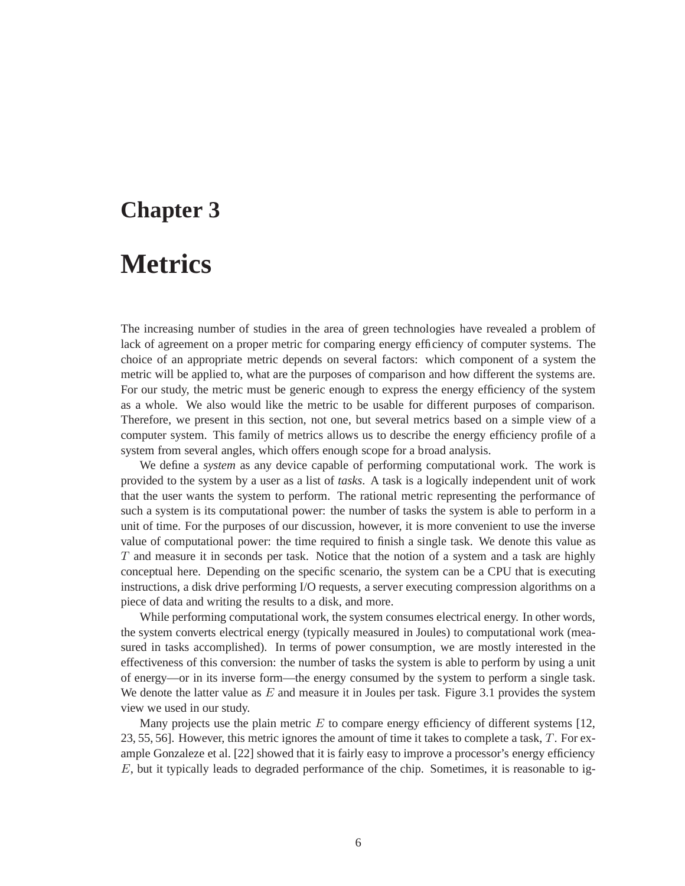# Chapter 3

# Metrics

The increasing number of studies in the area of green technologies have revealed a problem of lack of agreement on a proper metric for comparing energy efficiency of computer systems. The choice of an appropriate metric depends on several factors: which component of a system the metric will be applied to, what are the purposes of comparison and how different the systems are. For our study, the metric must be generic enough to express the energy efficiency of the system as a whole. We also would like the metric to be usable for different purposes of comparison. Therefore, we present in this section, not one, but several metrics based on a simple view of a computer system. This family of metrics allows us to describe the energy efficiency profile of a system from several angles, which offers enough scope for a broad analysis.

We define a *system* as any device capable of performing computational work. The work is provided to the system by a user as a list of *tasks*. A task is a logically independent unit of work that the user wants the system to perform. The rational metric representing the performance of such a system is its computational power: the number of tasks the system is able to perform in a unit of time. For the purposes of our discussion, however, it is more convenient to use the inverse value of computational power: the time required to finish a single task. We denote this value as $T$ and measure it in seconds per task. Notice that the notion of a system and a task are highly conceptual here. Depending on the specific scenario, the system can be a CPU that is executing instructions, a disk drive performing I/O requests, a server executing compression algorithms on a piece of data and writing the results to a disk, and more.

While performing computational work, the system consumes electrical energy. In other words, the system converts electrical energy (typically measured in Joules) to computational work (measured in tasks accomplished). In terms of power consumption, we are mostly interested in the effectiveness of this conversion: the number of tasks the system is able to perform by using a unit of energy—or in its inverse form—the energy consumed by the system to perform a single task. We denote the latter value as $E$ and measure it in Joules per task. Figure 3.1 provides the system view we used in our study.

Many projects use the plain metric $E$ to compare energy efficiency of different systems [12, 23, 55, 56]. However, this metric ignores the amount of time it takes to complete a task, $T$. For example Gonzaleze et al. [22] showed that it is fairly easy to improve a processor's energy efficiency $E$, but it typically leads to degraded performance of the chip. Sometimes, it is reasonable to ig-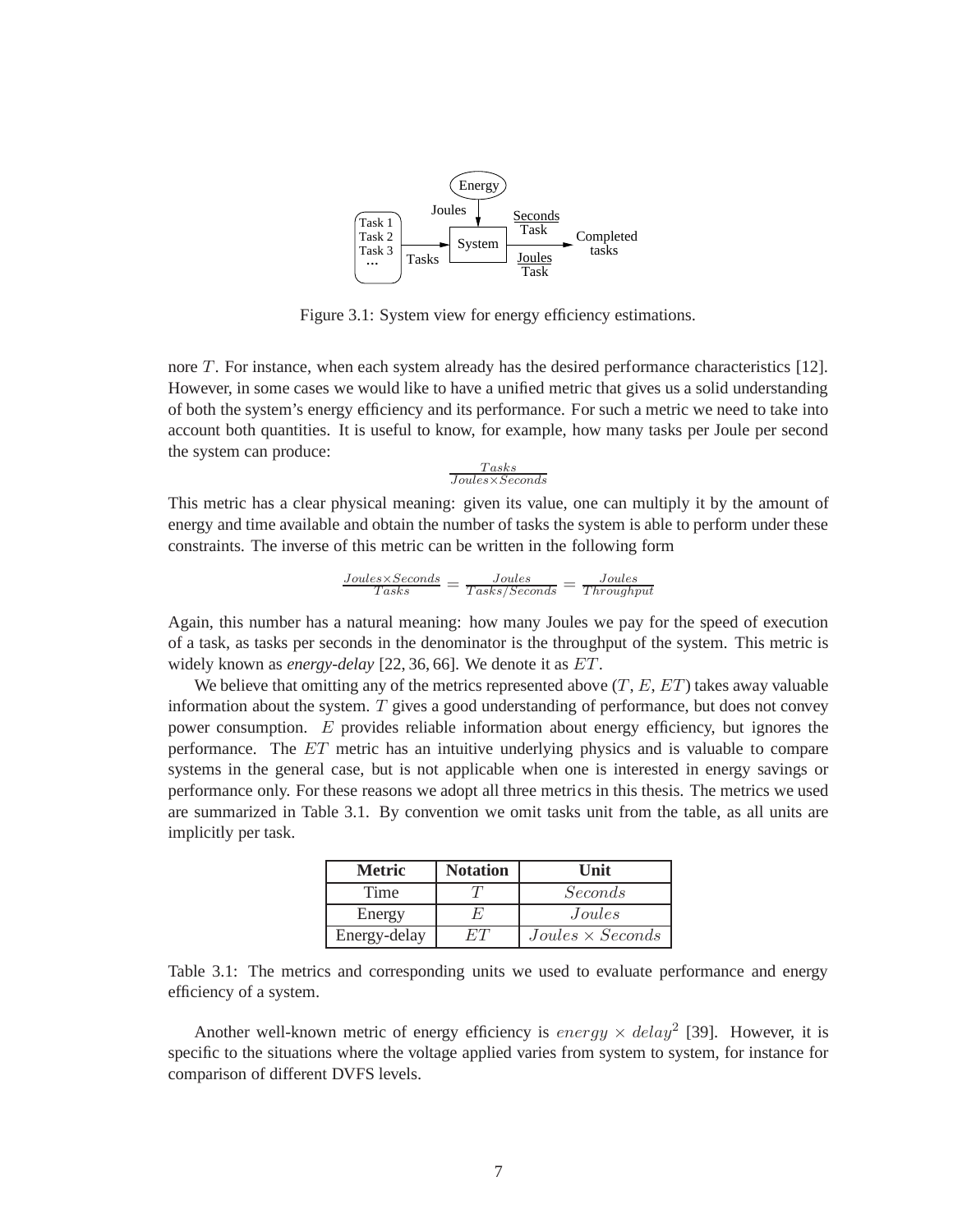Figure 3.1: System view for energy efficiency estimations.

nore $T$. For instance, when each system already has the desired performance characteristics [12]. However, in some cases we would like to have a unified metric that gives us a solid understanding of both the system's energy efficiency and its performance. For such a metric we need to take into account both quantities. It is useful to know, for example, how many tasks per Joule per second the system can produce:

$$\frac{Tasks}{Joules \times Seconds}$$

This metric has a clear physical meaning: given its value, one can multiply it by the amount of energy and time available and obtain the number of tasks the system is able to perform under these constraints. The inverse of this metric can be written in the following form

$$\frac{Joules \times Seconds}{Tasks} = \frac{Joules}{Tasks/Seconds} = \frac{Joules}{Throughput}$$

Again, this number has a natural meaning: how many Joules we pay for the speed of execution of a task, as tasks per seconds in the denominator is the throughput of the system. This metric is widely known as *energy-delay* [22, 36, 66]. We denote it as $ET$.

We believe that omitting any of the metrics represented above ($T$, $E$, $ET$) takes away valuable information about the system. $T$ gives a good understanding of performance, but does not convey power consumption. $E$ provides reliable information about energy efficiency, but ignores the performance. The $ET$ metric has an intuitive underlying physics and is valuable to compare systems in the general case, but is not applicable when one is interested in energy savings or performance only. For these reasons we adopt all three metrics in this thesis. The metrics we used are summarized in Table 3.1. By convention we omit tasks unit from the table, as all units are implicitly per task.

| Metric | Notation | Unit |
|---|---|---|
| Time | $T$ | $Seconds$ |
| Energy | $E$ | $Joules$ |
| Energy-delay | $ET$ | $Joules \times Seconds$ |

Table 3.1: The metrics and corresponding units we used to evaluate performance and energy efficiency of a system.

Another well-known metric of energy efficiency is $energy \times delay^2$ [39]. However, it is specific to the situations where the voltage applied varies from system to system, for instance for comparison of different DVFS levels.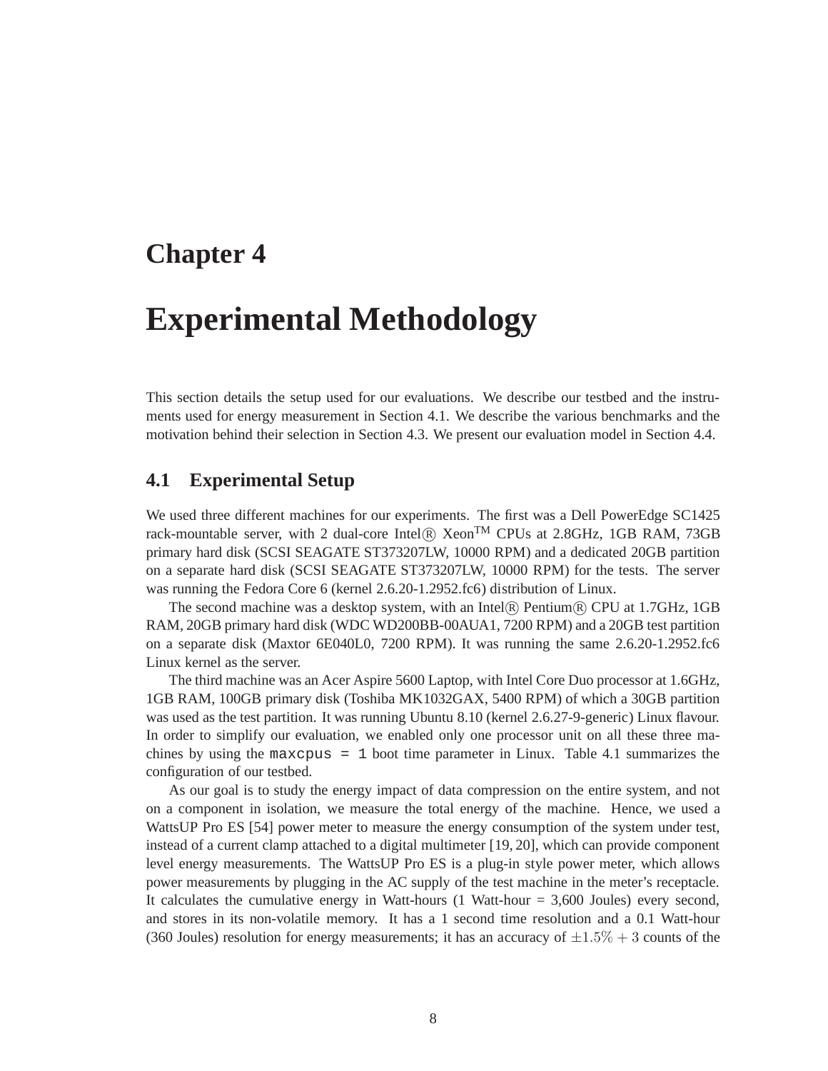# Chapter 4

# Experimental Methodology

This section details the setup used for our evaluations. We describe our testbed and the instruments used for energy measurement in Section 4.1. We describe the various benchmarks and the motivation behind their selection in Section 4.3. We present our evaluation model in Section 4.4.

## 4.1 Experimental Setup

We used three different machines for our experiments. The first was a Dell PowerEdge SC1425 rack-mountable server, with 2 dual-core Intel® Xeon™ CPUs at 2.8GHz, 1GB RAM, 73GB primary hard disk (SCSI SEAGATE ST373207LW, 10000 RPM) and a dedicated 20GB partition on a separate hard disk (SCSI SEAGATE ST373207LW, 10000 RPM) for the tests. The server was running the Fedora Core 6 (kernel 2.6.20-1.2952.fc6) distribution of Linux.

The second machine was a desktop system, with an Intel® Pentium® CPU at 1.7GHz, 1GB RAM, 20GB primary hard disk (WDC WD200BB-00AUA1, 7200 RPM) and a 20GB test partition on a separate disk (Maxtor 6E040L0, 7200 RPM). It was running the same 2.6.20-1.2952.fc6 Linux kernel as the server.

The third machine was an Acer Aspire 5600 Laptop, with Intel Core Duo processor at 1.6GHz, 1GB RAM, 100GB primary disk (Toshiba MK1032GAX, 5400 RPM) of which a 30GB partition was used as the test partition. It was running Ubuntu 8.10 (kernel 2.6.27-9-generic) Linux flavour. In order to simplify our evaluation, we enabled only one processor unit on all these three machines by using the `maxcpus = 1` boot time parameter in Linux. Table 4.1 summarizes the configuration of our testbed.

As our goal is to study the energy impact of data compression on the entire system, and not on a component in isolation, we measure the total energy of the machine. Hence, we used a WattsUP Pro ES [54] power meter to measure the energy consumption of the system under test, instead of a current clamp attached to a digital multimeter [19, 20], which can provide component level energy measurements. The WattsUP Pro ES is a plug-in style power meter, which allows power measurements by plugging in the AC supply of the test machine in the meter's receptacle. It calculates the cumulative energy in Watt-hours (1 Watt-hour = 3,600 Joules) every second, and stores in its non-volatile memory. It has a 1 second time resolution and a 0.1 Watt-hour (360 Joules) resolution for energy measurements; it has an accuracy of $\pm 1.5\% + 3$ counts of the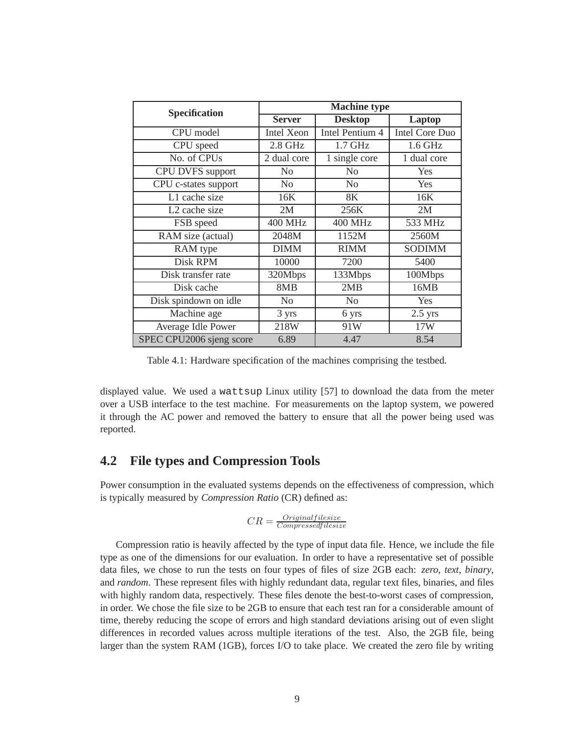| Specification | Machine type | | |
|---|---|---|---|
| | **Server** | **Desktop** | **Laptop** |
| CPU model | Intel Xeon | Intel Pentium 4 | Intel Core Duo |
| CPU speed | 2.8 GHz | 1.7 GHz | 1.6 GHz |
| No. of CPUs | 2 dual core | 1 single core | 1 dual core |
| CPU DVFS support | No | No | Yes |
| CPU c-states support | No | No | Yes |
| L1 cache size | 16K | 8K | 16K |
| L2 cache size | 2M | 256K | 2M |
| FSB speed | 400 MHz | 400 MHz | 533 MHz |
| RAM size (actual) | 2048M | 1152M | 2560M |
| RAM type | DIMM | RIMM | SODIMM |
| Disk RPM | 10000 | 7200 | 5400 |
| Disk transfer rate | 320Mbps | 133Mbps | 100Mbps |
| Disk cache | 8MB | 2MB | 16MB |
| Disk spindown on idle | No | No | Yes |
| Machine age | 3 yrs | 6 yrs | 2.5 yrs |
| Average Idle Power | 218W | 91W | 17W |
| SPEC CPU2006 sjeng score | 6.89 | 4.47 | 8.54 |

Table 4.1: Hardware specification of the machines comprising the testbed.

displayed value. We used a `wattsup` Linux utility [57] to download the data from the meter over a USB interface to the test machine. For measurements on the laptop system, we powered it through the AC power and removed the battery to ensure that all the power being used was reported.

## 4.2 File types and Compression Tools

Power consumption in the evaluated systems depends on the effectiveness of compression, which is typically measured by *Compression Ratio* (CR) defined as:

$$CR = \frac{Original file size}{Compressed file size}$$

Compression ratio is heavily affected by the type of input data file. Hence, we include the file type as one of the dimensions for our evaluation. In order to have a representative set of possible data files, we chose to run the tests on four types of files of size 2GB each: *zero*, *text*, *binary*, and *random*. These represent files with highly redundant data, regular text files, binaries, and files with highly random data, respectively. These files denote the best-to-worst cases of compression, in order. We chose the file size to be 2GB to ensure that each test ran for a considerable amount of time, thereby reducing the scope of errors and high standard deviations arising out of even slight differences in recorded values across multiple iterations of the test. Also, the 2GB file, being larger than the system RAM (1GB), forces I/O to take place. We created the zero file by writing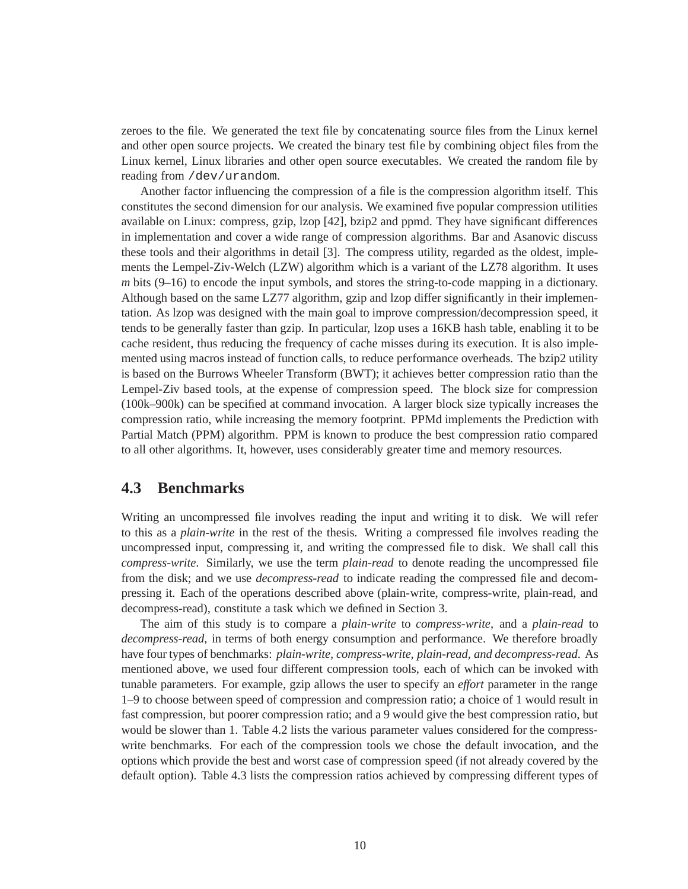zeroes to the file. We generated the text file by concatenating source files from the Linux kernel and other open source projects. We created the binary test file by combining object files from the Linux kernel, Linux libraries and other open source executables. We created the random file by reading from `/dev/urandom`.

Another factor influencing the compression of a file is the compression algorithm itself. This constitutes the second dimension for our analysis. We examined five popular compression utilities available on Linux: compress, gzip, lzop [42], bzip2 and ppmd. They have significant differences in implementation and cover a wide range of compression algorithms. Bar and Asanovic discuss these tools and their algorithms in detail [3]. The compress utility, regarded as the oldest, implements the Lempel-Ziv-Welch (LZW) algorithm which is a variant of the LZ78 algorithm. It uses $m$ bits (9–16) to encode the input symbols, and stores the string-to-code mapping in a dictionary. Although based on the same LZ77 algorithm, gzip and lzop differ significantly in their implementation. As lzop was designed with the main goal to improve compression/decompression speed, it tends to be generally faster than gzip. In particular, lzop uses a 16KB hash table, enabling it to be cache resident, thus reducing the frequency of cache misses during its execution. It is also implemented using macros instead of function calls, to reduce performance overheads. The bzip2 utility is based on the Burrows Wheeler Transform (BWT); it achieves better compression ratio than the Lempel-Ziv based tools, at the expense of compression speed. The block size for compression (100k–900k) can be specified at command invocation. A larger block size typically increases the compression ratio, while increasing the memory footprint. PPMd implements the Prediction with Partial Match (PPM) algorithm. PPM is known to produce the best compression ratio compared to all other algorithms. It, however, uses considerably greater time and memory resources.

## 4.3 Benchmarks

Writing an uncompressed file involves reading the input and writing it to disk. We will refer to this as a *plain-write* in the rest of the thesis. Writing a compressed file involves reading the uncompressed input, compressing it, and writing the compressed file to disk. We shall call this *compress-write*. Similarly, we use the term *plain-read* to denote reading the uncompressed file from the disk; and we use *decompress-read* to indicate reading the compressed file and decompressing it. Each of the operations described above (plain-write, compress-write, plain-read, and decompress-read), constitute a task which we defined in Section 3.

The aim of this study is to compare a *plain-write* to *compress-write*, and a *plain-read* to *decompress-read*, in terms of both energy consumption and performance. We therefore broadly have four types of benchmarks: *plain-write, compress-write, plain-read, and decompress-read*. As mentioned above, we used four different compression tools, each of which can be invoked with tunable parameters. For example, gzip allows the user to specify an *effort* parameter in the range 1–9 to choose between speed of compression and compression ratio; a choice of 1 would result in fast compression, but poorer compression ratio; and a 9 would give the best compression ratio, but would be slower than 1. Table 4.2 lists the various parameter values considered for the compress-write benchmarks. For each of the compression tools we chose the default invocation, and the options which provide the best and worst case of compression speed (if not already covered by the default option). Table 4.3 lists the compression ratios achieved by compressing different types of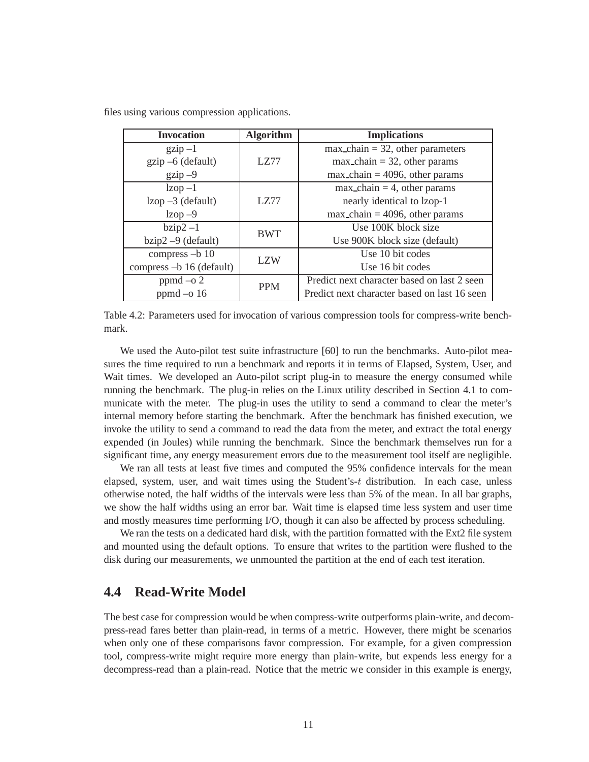files using various compression applications.

| Invocation | Algorithm | Implications |
|---|---|---|
| gzip –1 | LZ77 | max_chain = 32, other parameters |
| gzip –6 (default) | | max_chain = 32, other params |
| gzip –9 | | max_chain = 4096, other params |
| lzop –1 | LZ77 | max_chain = 4, other params |
| lzop –3 (default) | | nearly identical to lzop-1 |
| lzop –9 | | max_chain = 4096, other params |
| bzip2 –1 | BWT | Use 100K block size |
| bzip2 –9 (default) | | Use 900K block size (default) |
| compress –b 10 | LZW | Use 10 bit codes |
| compress –b 16 (default) | | Use 16 bit codes |
| ppmd –o 2 | PPM | Predict next character based on last 2 seen |
| ppmd –o 16 | | Predict next character based on last 16 seen |

Table 4.2: Parameters used for invocation of various compression tools for compress-write benchmark.

We used the Auto-pilot test suite infrastructure [60] to run the benchmarks. Auto-pilot measures the time required to run a benchmark and reports it in terms of Elapsed, System, User, and Wait times. We developed an Auto-pilot script plug-in to measure the energy consumed while running the benchmark. The plug-in relies on the Linux utility described in Section 4.1 to communicate with the meter. The plug-in uses the utility to send a command to clear the meter's internal memory before starting the benchmark. After the benchmark has finished execution, we invoke the utility to send a command to read the data from the meter, and extract the total energy expended (in Joules) while running the benchmark. Since the benchmark themselves run for a significant time, any energy measurement errors due to the measurement tool itself are negligible.

We ran all tests at least five times and computed the 95% confidence intervals for the mean elapsed, system, user, and wait times using the Student's-$t$ distribution. In each case, unless otherwise noted, the half widths of the intervals were less than 5% of the mean. In all bar graphs, we show the half widths using an error bar. Wait time is elapsed time less system and user time and mostly measures time performing I/O, though it can also be affected by process scheduling.

We ran the tests on a dedicated hard disk, with the partition formatted with the Ext2 file system and mounted using the default options. To ensure that writes to the partition were flushed to the disk during our measurements, we unmounted the partition at the end of each test iteration.

## 4.4 Read-Write Model

The best case for compression would be when compress-write outperforms plain-write, and decompress-read fares better than plain-read, in terms of a metric. However, there might be scenarios when only one of these comparisons favor compression. For example, for a given compression tool, compress-write might require more energy than plain-write, but expends less energy for a decompress-read than a plain-read. Notice that the metric we consider in this example is energy,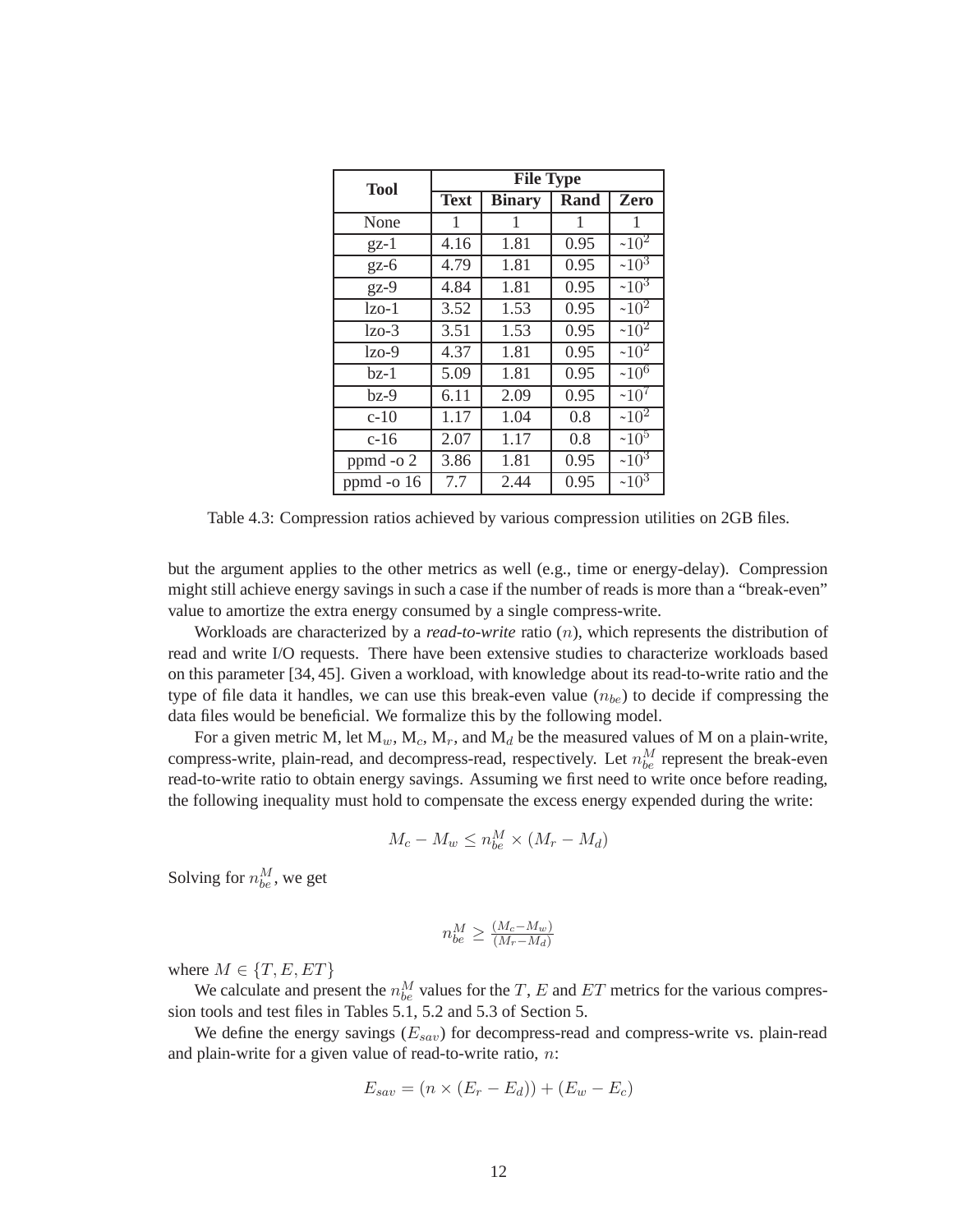| Tool | File Type | | | |
|---|---|---|---|---|
| | **Text** | **Binary** | **Rand** | **Zero** |
| None | 1 | 1 | 1 | 1 |
| gz-1 | 4.16 | 1.81 | 0.95 | ~$10^2$ |
| gz-6 | 4.79 | 1.81 | 0.95 | ~$10^3$ |
| gz-9 | 4.84 | 1.81 | 0.95 | ~$10^3$ |
| lzo-1 | 3.52 | 1.53 | 0.95 | ~$10^2$ |
| lzo-3 | 3.51 | 1.53 | 0.95 | ~$10^2$ |
| lzo-9 | 4.37 | 1.81 | 0.95 | ~$10^2$ |
| bz-1 | 5.09 | 1.81 | 0.95 | ~$10^6$ |
| bz-9 | 6.11 | 2.09 | 0.95 | ~$10^7$ |
| c-10 | 1.17 | 1.04 | 0.8 | ~$10^2$ |
| c-16 | 2.07 | 1.17 | 0.8 | ~$10^5$ |
| ppmd -o 2 | 3.86 | 1.81 | 0.95 | ~$10^3$ |
| ppmd -o 16 | 7.7 | 2.44 | 0.95 | ~$10^3$ |

Table 4.3: Compression ratios achieved by various compression utilities on 2GB files.

but the argument applies to the other metrics as well (e.g., time or energy-delay). Compression might still achieve energy savings in such a case if the number of reads is more than a "break-even" value to amortize the extra energy consumed by a single compress-write.

Workloads are characterized by a ***read-to-write*** ratio ($n$), which represents the distribution of read and write I/O requests. There have been extensive studies to characterize workloads based on this parameter [34, 45]. Given a workload, with knowledge about its read-to-write ratio and the type of file data it handles, we can use this break-even value ($n_{be}$) to decide if compressing the data files would be beneficial. We formalize this by the following model.

For a given metric M, let $M_w$, $M_c$, $M_r$, and $M_d$ be the measured values of M on a plain-write, compress-write, plain-read, and decompress-read, respectively. Let $n_{be}^M$ represent the break-even read-to-write ratio to obtain energy savings. Assuming we first need to write once before reading, the following inequality must hold to compensate the excess energy expended during the write:

$$M_c - M_w \leq n_{be}^M \times (M_r - M_d)$$

Solving for $n_{be}^M$, we get

$$n_{be}^M \geq \frac{(M_c - M_w)}{(M_r - M_d)}$$

where $M \in \{T, E, ET\}$

We calculate and present the $n_{be}^M$ values for the $T$, $E$ and $ET$ metrics for the various compression tools and test files in Tables 5.1, 5.2 and 5.3 of Section 5.

We define the energy savings ($E_{sav}$) for decompress-read and compress-write vs. plain-read and plain-write for a given value of read-to-write ratio, $n$:

$$E_{sav} = (n \times (E_r - E_d)) + (E_w - E_c)$$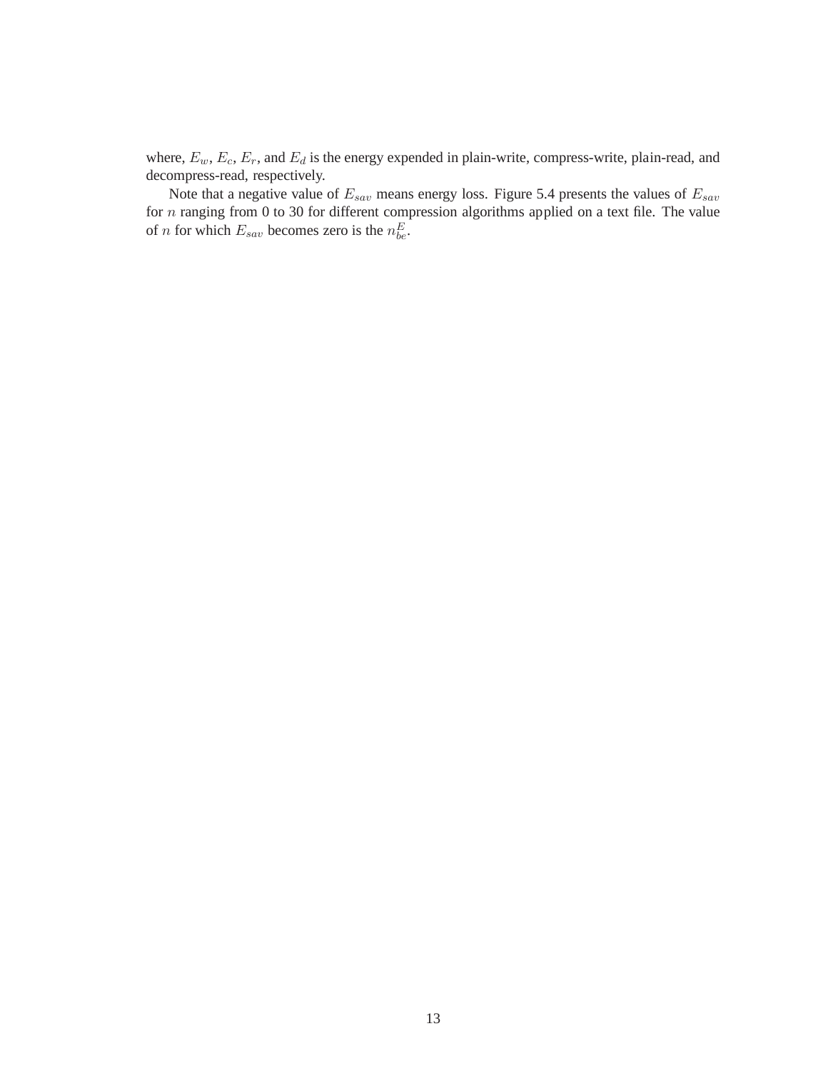where, $E_w$, $E_c$, $E_r$, and $E_d$ is the energy expended in plain-write, compress-write, plain-read, and decompress-read, respectively.

Note that a negative value of $E_{sav}$ means energy loss. Figure 5.4 presents the values of $E_{sav}$ for $n$ ranging from 0 to 30 for different compression algorithms applied on a text file. The value of $n$ for which $E_{sav}$ becomes zero is the $n_{be}^{E}$.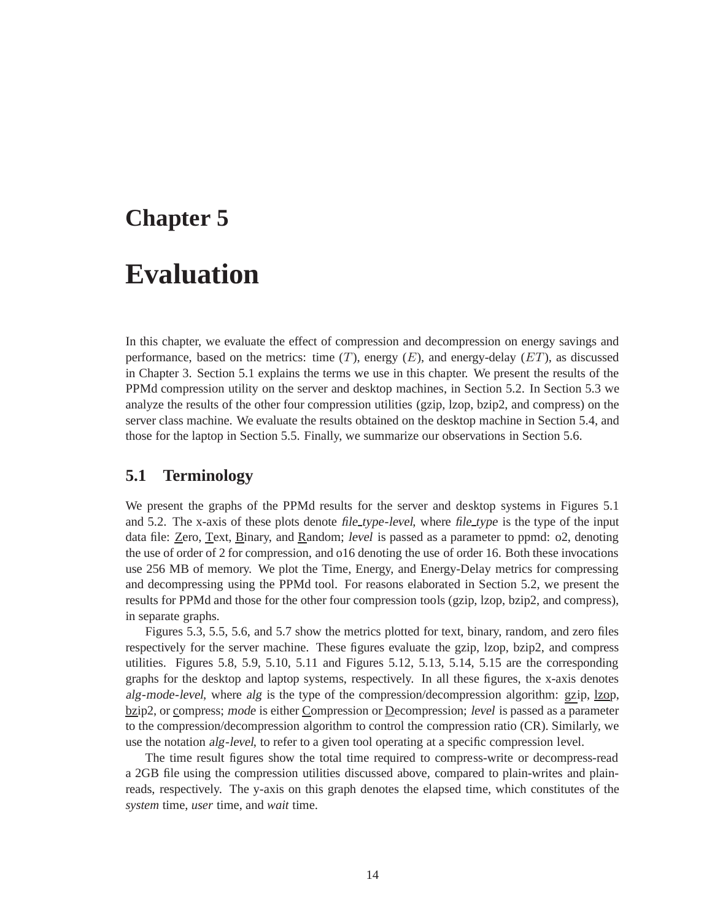# Chapter 5

# Evaluation

In this chapter, we evaluate the effect of compression and decompression on energy savings and performance, based on the metrics: time ($T$), energy ($E$), and energy-delay ($ET$), as discussed in Chapter 3. Section 5.1 explains the terms we use in this chapter. We present the results of the PPMd compression utility on the server and desktop machines, in Section 5.2. In Section 5.3 we analyze the results of the other four compression utilities (gzip, lzop, bzip2, and compress) on the server class machine. We evaluate the results obtained on the desktop machine in Section 5.4, and those for the laptop in Section 5.5. Finally, we summarize our observations in Section 5.6.

## 5.1 Terminology

We present the graphs of the PPMd results for the server and desktop systems in Figures 5.1 and 5.2. The x-axis of these plots denote *file_type-level*, where *file_type* is the type of the input data file: Zero, Text, Binary, and Random; *level* is passed as a parameter to ppmd: o2, denoting the use of order of 2 for compression, and o16 denoting the use of order 16. Both these invocations use 256 MB of memory. We plot the Time, Energy, and Energy-Delay metrics for compressing and decompressing using the PPMd tool. For reasons elaborated in Section 5.2, we present the results for PPMd and those for the other four compression tools (gzip, lzop, bzip2, and compress), in separate graphs.

Figures 5.3, 5.5, 5.6, and 5.7 show the metrics plotted for text, binary, random, and zero files respectively for the server machine. These figures evaluate the gzip, lzop, bzip2, and compress utilities. Figures 5.8, 5.9, 5.10, 5.11 and Figures 5.12, 5.13, 5.14, 5.15 are the corresponding graphs for the desktop and laptop systems, respectively. In all these figures, the x-axis denotes *alg-mode-level*, where *alg* is the type of the compression/decompression algorithm: gzip, lzop, bzip2, or compress; *mode* is either Compression or Decompression; *level* is passed as a parameter to the compression/decompression algorithm to control the compression ratio (CR). Similarly, we use the notation *alg-level*, to refer to a given tool operating at a specific compression level.

The time result figures show the total time required to compress-write or decompress-read a 2GB file using the compression utilities discussed above, compared to plain-writes and plain-reads, respectively. The y-axis on this graph denotes the elapsed time, which constitutes of the *system* time, *user* time, and *wait* time.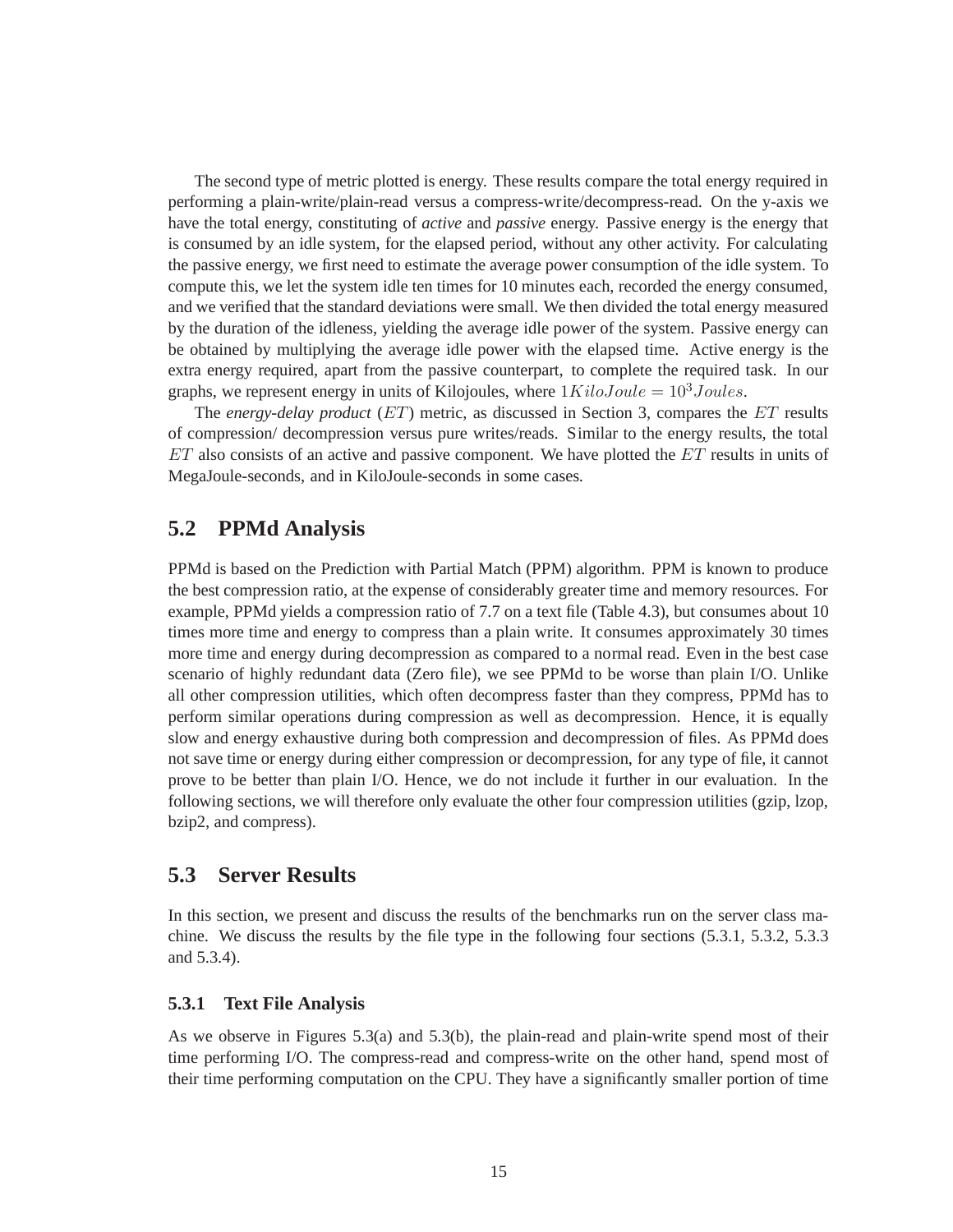The second type of metric plotted is energy. These results compare the total energy required in performing a plain-write/plain-read versus a compress-write/decompress-read. On the y-axis we have the total energy, constituting of *active* and *passive* energy. Passive energy is the energy that is consumed by an idle system, for the elapsed period, without any other activity. For calculating the passive energy, we first need to estimate the average power consumption of the idle system. To compute this, we let the system idle ten times for 10 minutes each, recorded the energy consumed, and we verified that the standard deviations were small. We then divided the total energy measured by the duration of the idleness, yielding the average idle power of the system. Passive energy can be obtained by multiplying the average idle power with the elapsed time. Active energy is the extra energy required, apart from the passive counterpart, to complete the required task. In our graphs, we represent energy in units of Kilojoules, where $1 KiloJoule = 10^3 Joules$.

The *energy-delay product* ($ET$) metric, as discussed in Section 3, compares the $ET$ results of compression/ decompression versus pure writes/reads. Similar to the energy results, the total $ET$ also consists of an active and passive component. We have plotted the $ET$ results in units of MegaJoule-seconds, and in KiloJoule-seconds in some cases.

## 5.2 PPMd Analysis

PPMd is based on the Prediction with Partial Match (PPM) algorithm. PPM is known to produce the best compression ratio, at the expense of considerably greater time and memory resources. For example, PPMd yields a compression ratio of 7.7 on a text file (Table 4.3), but consumes about 10 times more time and energy to compress than a plain write. It consumes approximately 30 times more time and energy during decompression as compared to a normal read. Even in the best case scenario of highly redundant data (Zero file), we see PPMd to be worse than plain I/O. Unlike all other compression utilities, which often decompress faster than they compress, PPMd has to perform similar operations during compression as well as decompression. Hence, it is equally slow and energy exhaustive during both compression and decompression of files. As PPMd does not save time or energy during either compression or decompression, for any type of file, it cannot prove to be better than plain I/O. Hence, we do not include it further in our evaluation. In the following sections, we will therefore only evaluate the other four compression utilities (gzip, lzop, bzip2, and compress).

## 5.3 Server Results

In this section, we present and discuss the results of the benchmarks run on the server class machine. We discuss the results by the file type in the following four sections (5.3.1, 5.3.2, 5.3.3 and 5.3.4).

### 5.3.1 Text File Analysis

As we observe in Figures 5.3(a) and 5.3(b), the plain-read and plain-write spend most of their time performing I/O. The compress-read and compress-write on the other hand, spend most of their time performing computation on the CPU. They have a significantly smaller portion of time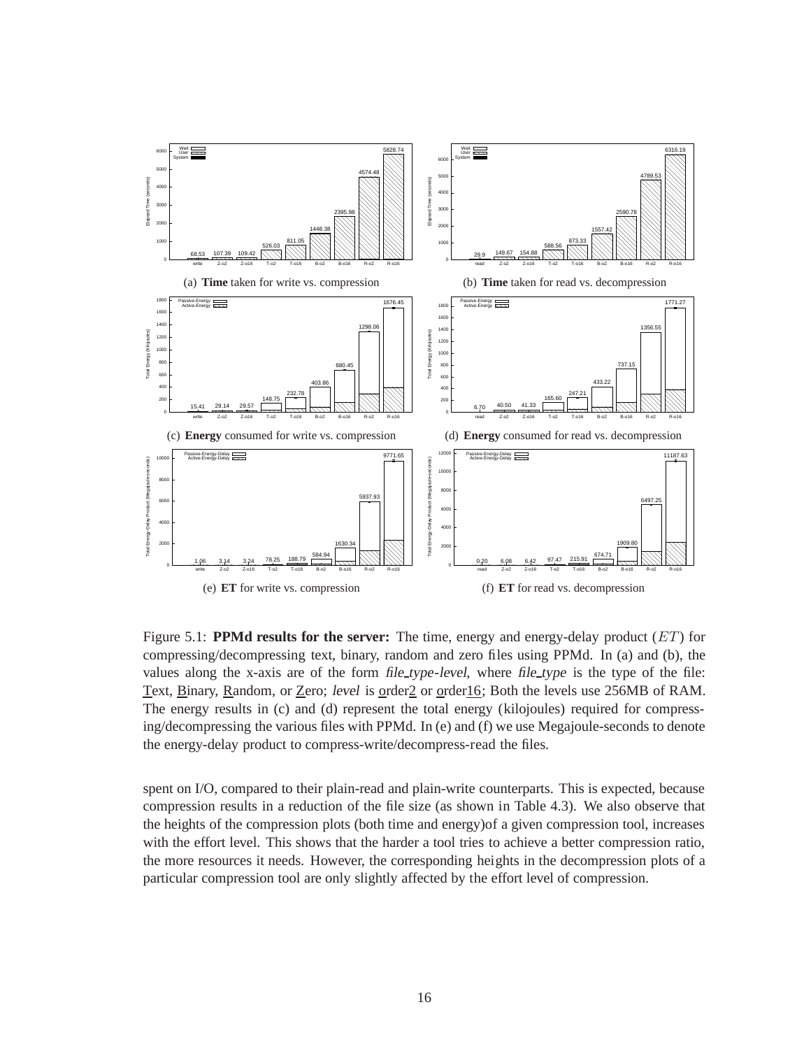(a) **Time** taken for write vs. compression

(b) **Time** taken for read vs. decompression

(c) **Energy** consumed for write vs. compression

(d) **Energy** consumed for read vs. decompression

(e) **ET** for write vs. compression

(f) **ET** for read vs. decompression

Figure 5.1: **PPMd results for the server:** The time, energy and energy-delay product ($ET$) for compressing/decompressing text, binary, random and zero files using PPMd. In (a) and (b), the values along the x-axis are of the form *file_type-level*, where *file_type* is the type of the file: Text, Binary, Random, or Zero; *level* is order2 or order16; Both the levels use 256MB of RAM. The energy results in (c) and (d) represent the total energy (kilojoules) required for compressing/decompressing the various files with PPMd. In (e) and (f) we use Megajoule-seconds to denote the energy-delay product to compress-write/decompress-read the files.

spent on I/O, compared to their plain-read and plain-write counterparts. This is expected, because compression results in a reduction of the file size (as shown in Table 4.3). We also observe that the heights of the compression plots (both time and energy)of a given compression tool, increases with the effort level. This shows that the harder a tool tries to achieve a better compression ratio, the more resources it needs. However, the corresponding heights in the decompression plots of a particular compression tool are only slightly affected by the effort level of compression.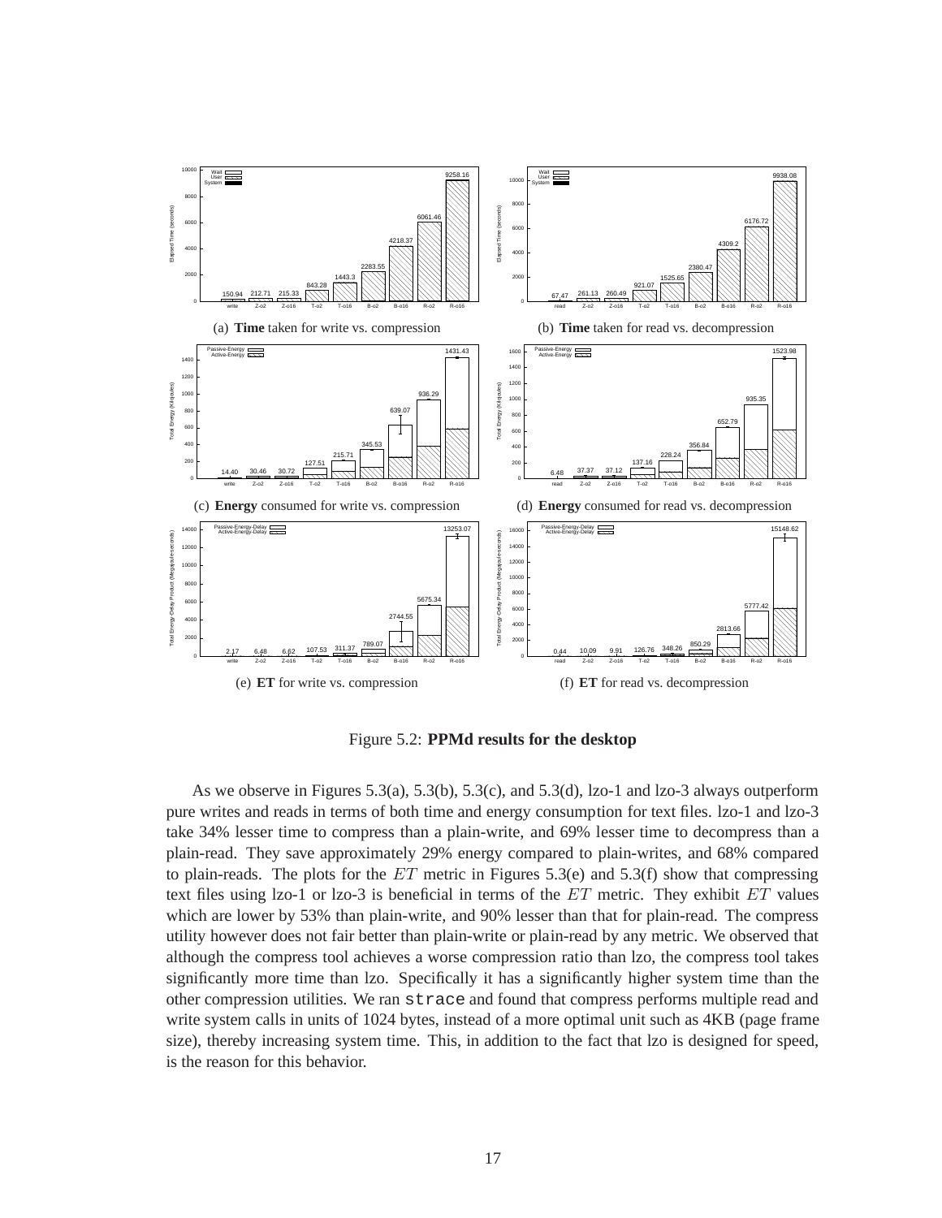(a) **Time** taken for write vs. compression

(b) **Time** taken for read vs. decompression

(c) **Energy** consumed for write vs. compression

(d) **Energy** consumed for read vs. decompression

(e) **ET** for write vs. compression

(f) **ET** for read vs. decompression

Figure 5.2: **PPMd results for the desktop**

As we observe in Figures 5.3(a), 5.3(b), 5.3(c), and 5.3(d), lzo-1 and lzo-3 always outperform pure writes and reads in terms of both time and energy consumption for text files. lzo-1 and lzo-3 take 34% lesser time to compress than a plain-write, and 69% lesser time to decompress than a plain-read. They save approximately 29% energy compared to plain-writes, and 68% compared to plain-reads. The plots for the $ET$ metric in Figures 5.3(e) and 5.3(f) show that compressing text files using lzo-1 or lzo-3 is beneficial in terms of the $ET$ metric. They exhibit $ET$ values which are lower by 53% than plain-write, and 90% lesser than that for plain-read. The compress utility however does not fair better than plain-write or plain-read by any metric. We observed that although the compress tool achieves a worse compression ratio than lzo, the compress tool takes significantly more time than lzo. Specifically it has a significantly higher system time than the other compression utilities. We ran `strace` and found that compress performs multiple read and write system calls in units of 1024 bytes, instead of a more optimal unit such as 4KB (page frame size), thereby increasing system time. This, in addition to the fact that lzo is designed for speed, is the reason for this behavior.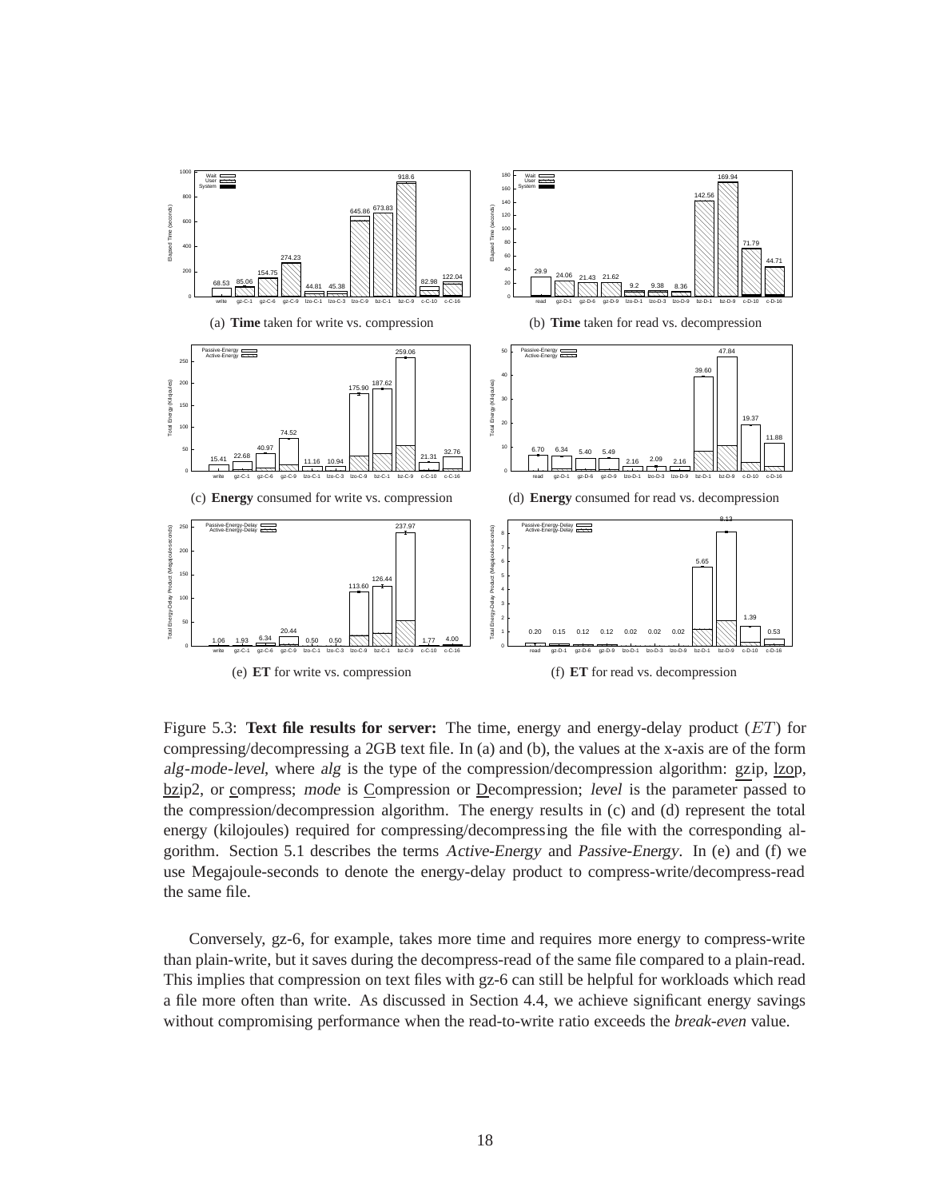(a) **Time** taken for write vs. compression

(b) **Time** taken for read vs. decompression

(c) **Energy** consumed for write vs. compression

(d) **Energy** consumed for read vs. decompression

(e) **ET** for write vs. compression

(f) **ET** for read vs. decompression

Figure 5.3: **Text file results for server:** The time, energy and energy-delay product ($ET$) for compressing/decompressing a 2GB text file. In (a) and (b), the values at the x-axis are of the form *alg-mode-level*, where *alg* is the type of the compression/decompression algorithm: gzip, lzop, bzip2, or compress; *mode* is Compression or Decompression; *level* is the parameter passed to the compression/decompression algorithm. The energy results in (c) and (d) represent the total energy (kilojoules) required for compressing/decompressing the file with the corresponding algorithm. Section 5.1 describes the terms *Active-Energy* and *Passive-Energy*. In (e) and (f) we use Megajoule-seconds to denote the energy-delay product to compress-write/decompress-read the same file.

Conversely, gz-6, for example, takes more time and requires more energy to compress-write than plain-write, but it saves during the decompress-read of the same file compared to a plain-read. This implies that compression on text files with gz-6 can still be helpful for workloads which read a file more often than write. As discussed in Section 4.4, we achieve significant energy savings without compromising performance when the read-to-write ratio exceeds the *break-even* value.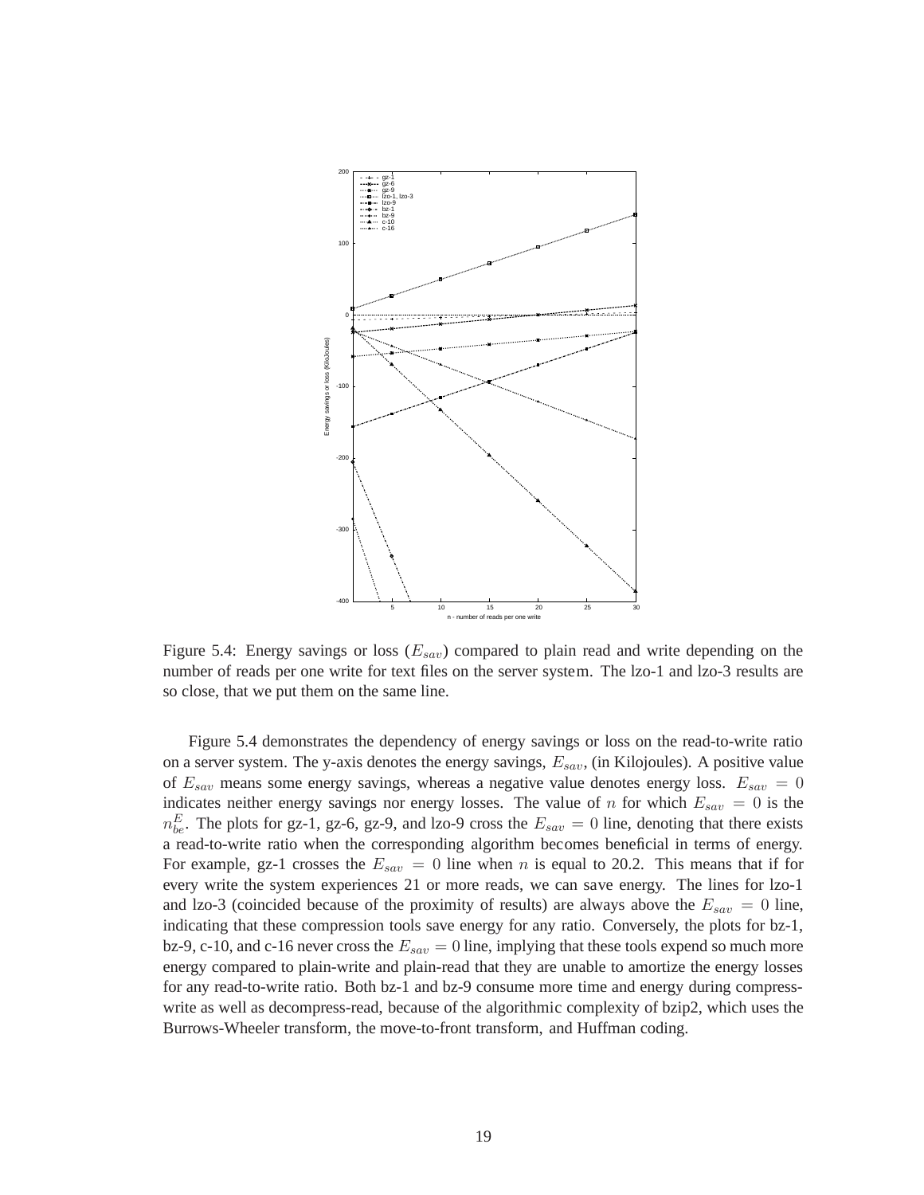Figure 5.4: Energy savings or loss ($E_{sav}$) compared to plain read and write depending on the number of reads per one write for text files on the server system. The lzo-1 and lzo-3 results are so close, that we put them on the same line.

Figure 5.4 demonstrates the dependency of energy savings or loss on the read-to-write ratio on a server system. The y-axis denotes the energy savings, $E_{sav}$, (in Kilojoules). A positive value of $E_{sav}$ means some energy savings, whereas a negative value denotes energy loss. $E_{sav} = 0$ indicates neither energy savings nor energy losses. The value of $n$ for which $E_{sav} = 0$ is the $n^E_{be}$. The plots for gz-1, gz-6, gz-9, and lzo-9 cross the $E_{sav} = 0$ line, denoting that there exists a read-to-write ratio when the corresponding algorithm becomes beneficial in terms of energy. For example, gz-1 crosses the $E_{sav} = 0$ line when $n$ is equal to 20.2. This means that if for every write the system experiences 21 or more reads, we can save energy. The lines for lzo-1 and lzo-3 (coincided because of the proximity of results) are always above the $E_{sav} = 0$ line, indicating that these compression tools save energy for any ratio. Conversely, the plots for bz-1, bz-9, c-10, and c-16 never cross the $E_{sav} = 0$ line, implying that these tools expend so much more energy compared to plain-write and plain-read that they are unable to amortize the energy losses for any read-to-write ratio. Both bz-1 and bz-9 consume more time and energy during compress-write as well as decompress-read, because of the algorithmic complexity of bzip2, which uses the Burrows-Wheeler transform, the move-to-front transform, and Huffman coding.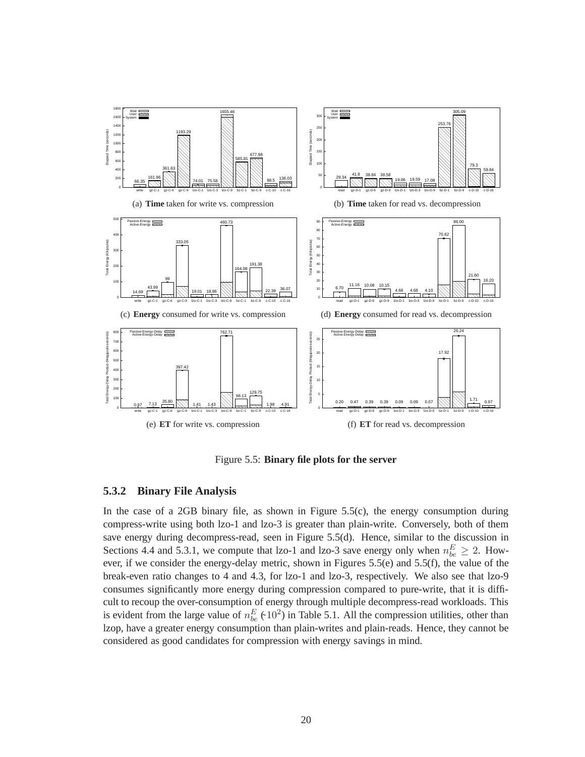(a) **Time** taken for write vs. compression

(b) **Time** taken for read vs. decompression

(c) **Energy** consumed for write vs. compression

(d) **Energy** consumed for read vs. decompression

(e) **ET** for write vs. compression

(f) **ET** for read vs. decompression

Figure 5.5: **Binary file plots for the server**

### 5.3.2 Binary File Analysis

In the case of a 2GB binary file, as shown in Figure 5.5(c), the energy consumption during compress-write using both lzo-1 and lzo-3 is greater than plain-write. Conversely, both of them save energy during decompress-read, seen in Figure 5.5(d). Hence, similar to the discussion in Sections 4.4 and 5.3.1, we compute that lzo-1 and lzo-3 save energy only when $n_{be}^{E} \geq 2$. However, if we consider the energy-delay metric, shown in Figures 5.5(e) and 5.5(f), the value of the break-even ratio changes to 4 and 4.3, for lzo-1 and lzo-3, respectively. We also see that lzo-9 consumes significantly more energy during compression compared to pure-write, that it is difficult to recoup the over-consumption of energy through multiple decompress-read workloads. This is evident from the large value of $n_{be}^{E}$ ($\sim 10^2$) in Table 5.1. All the compression utilities, other than lzop, have a greater energy consumption than plain-writes and plain-reads. Hence, they cannot be considered as good candidates for compression with energy savings in mind.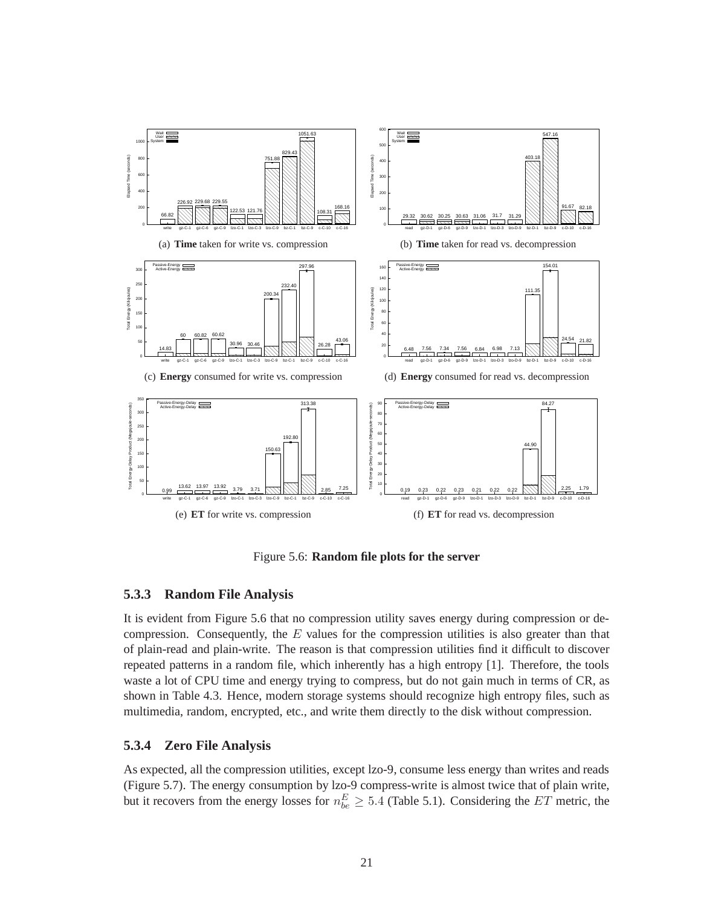(a) **Time** taken for write vs. compression

(b) **Time** taken for read vs. decompression

(c) **Energy** consumed for write vs. compression

(d) **Energy** consumed for read vs. decompression

(e) **ET** for write vs. compression

(f) **ET** for read vs. decompression

Figure 5.6: **Random file plots for the server**

### 5.3.3 Random File Analysis

It is evident from Figure 5.6 that no compression utility saves energy during compression or decompression. Consequently, the $E$ values for the compression utilities is also greater than that of plain-read and plain-write. The reason is that compression utilities find it difficult to discover repeated patterns in a random file, which inherently has a high entropy [1]. Therefore, the tools waste a lot of CPU time and energy trying to compress, but do not gain much in terms of CR, as shown in Table 4.3. Hence, modern storage systems should recognize high entropy files, such as multimedia, random, encrypted, etc., and write them directly to the disk without compression.

### 5.3.4 Zero File Analysis

As expected, all the compression utilities, except lzo-9, consume less energy than writes and reads (Figure 5.7). The energy consumption by lzo-9 compress-write is almost twice that of plain write, but it recovers from the energy losses for $n_{be}^{E} \geq 5.4$ (Table 5.1). Considering the $ET$ metric, the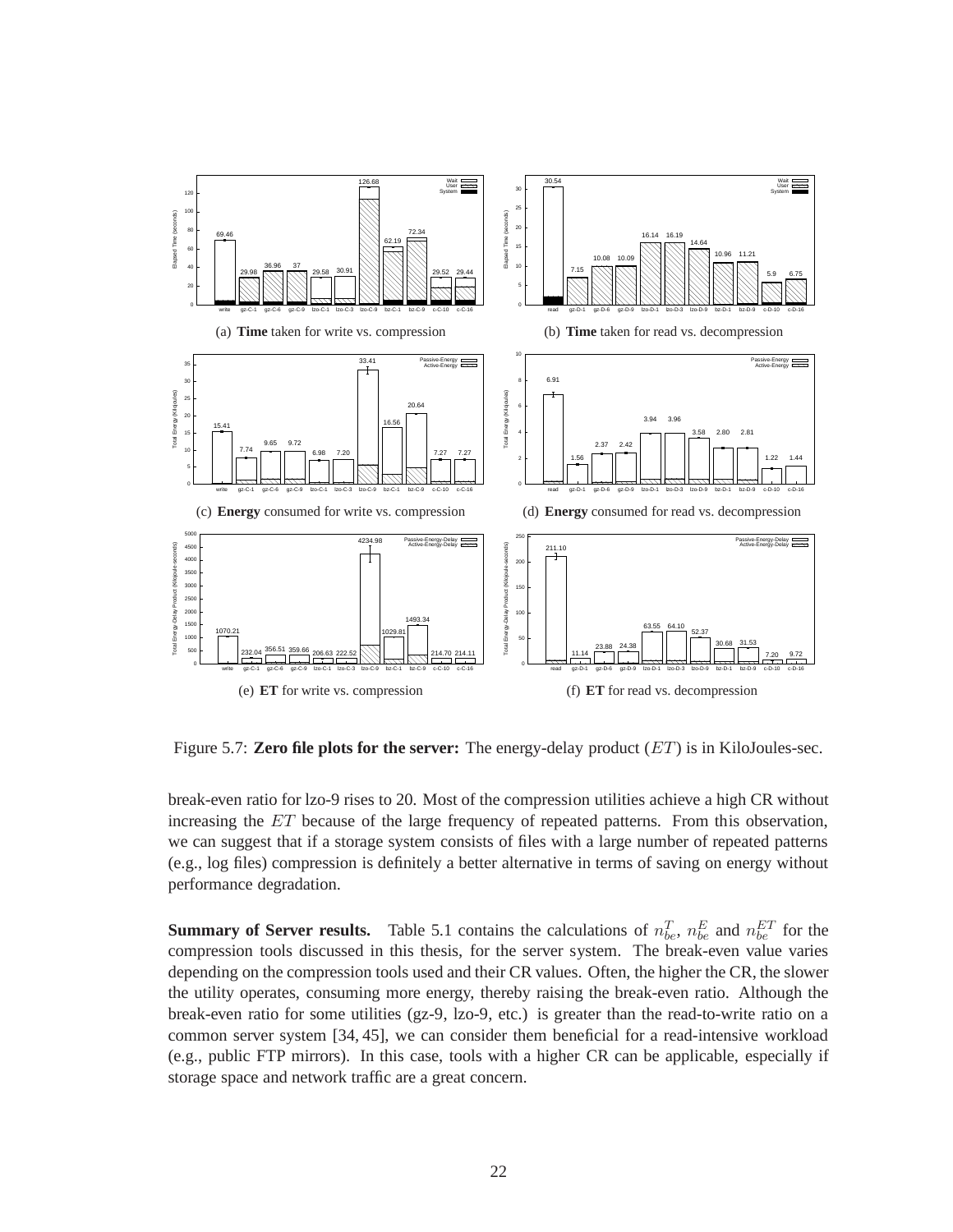(a) **Time** taken for write vs. compression

(b) **Time** taken for read vs. decompression

(c) **Energy** consumed for write vs. compression

(d) **Energy** consumed for read vs. decompression

(e) **ET** for write vs. compression

(f) **ET** for read vs. decompression

Figure 5.7: **Zero file plots for the server:** The energy-delay product ($ET$) is in KiloJoules-sec.

break-even ratio for lzo-9 rises to 20. Most of the compression utilities achieve a high CR without increasing the $ET$ because of the large frequency of repeated patterns. From this observation, we can suggest that if a storage system consists of files with a large number of repeated patterns (e.g., log files) compression is definitely a better alternative in terms of saving on energy without performance degradation.

**Summary of Server results.** Table 5.1 contains the calculations of $n_{be}^{T}$, $n_{be}^{E}$ and $n_{be}^{ET}$ for the compression tools discussed in this thesis, for the server system. The break-even value varies depending on the compression tools used and their CR values. Often, the higher the CR, the slower the utility operates, consuming more energy, thereby raising the break-even ratio. Although the break-even ratio for some utilities (gz-9, lzo-9, etc.) is greater than the read-to-write ratio on a common server system [34, 45], we can consider them beneficial for a read-intensive workload (e.g., public FTP mirrors). In this case, tools with a higher CR can be applicable, especially if storage space and network traffic are a great concern.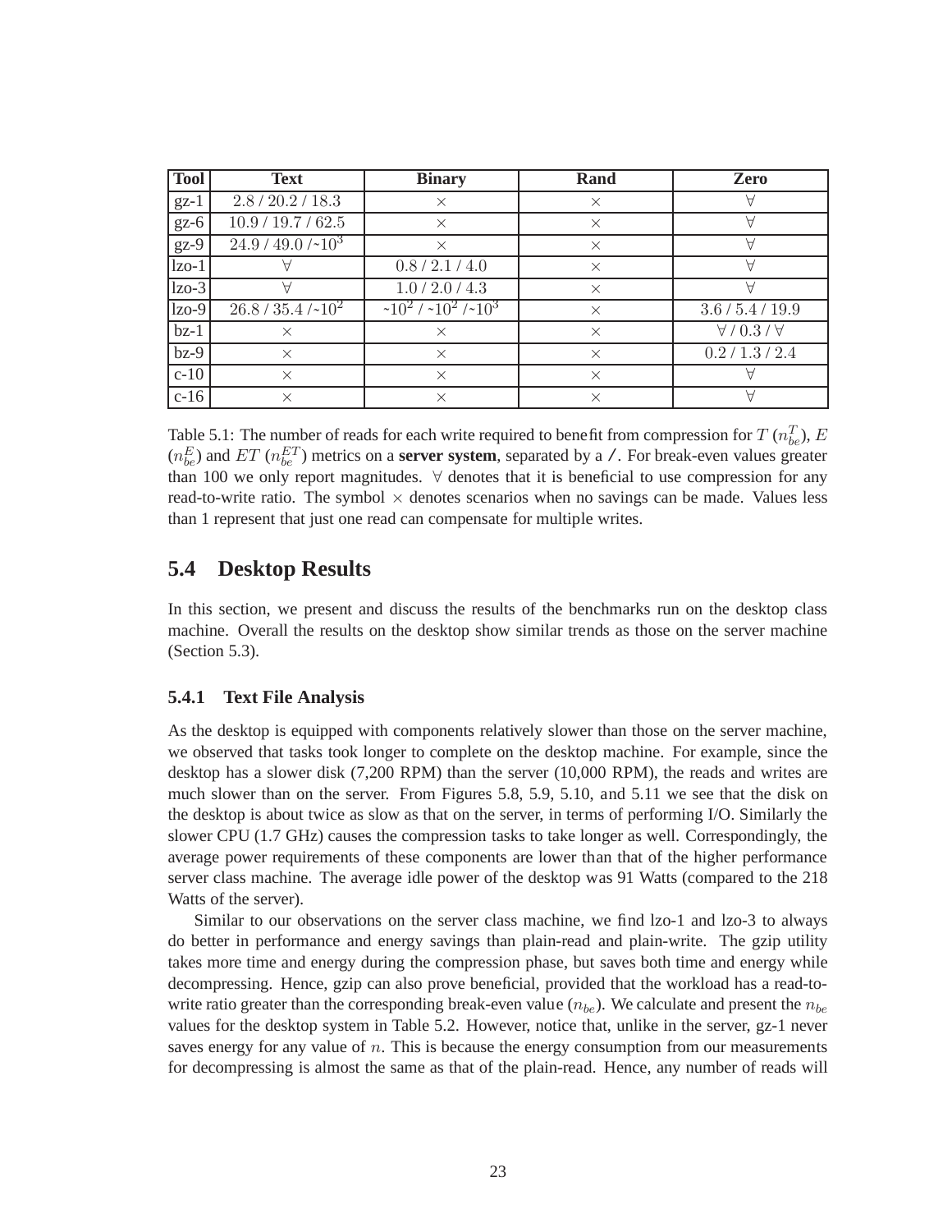| Tool | Text | Binary | Rand | Zero |
|---|---|---|---|---|
| gz-1 | 2.8 / 20.2 / 18.3 | $\times$ | $\times$ | $\forall$ |
| gz-6 | 10.9 / 19.7 / 62.5 | $\times$ | $\times$ | $\forall$ |
| gz-9 | 24.9 / 49.0 /~$10^3$ | $\times$ | $\times$ | $\forall$ |
| lzo-1 | $\forall$ | 0.8 / 2.1 / 4.0 | $\times$ | $\forall$ |
| lzo-3 | $\forall$ | 1.0 / 2.0 / 4.3 | $\times$ | $\forall$ |
| lzo-9 | 26.8 / 35.4 /~$10^2$ | ~$10^2$ / ~$10^2$ /~$10^3$ | $\times$ | 3.6 / 5.4 / 19.9 |
| bz-1 | $\times$ | $\times$ | $\times$ | $\forall$ / 0.3 / $\forall$ |
| bz-9 | $\times$ | $\times$ | $\times$ | 0.2 / 1.3 / 2.4 |
| c-10 | $\times$ | $\times$ | $\times$ | $\forall$ |
| c-16 | $\times$ | $\times$ | $\times$ | $\forall$ |

Table 5.1: The number of reads for each write required to benefit from compression for $T$ ($n^T_{be}$), $E$ ($n^E_{be}$) and $ET$ ($n^{ET}_{be}$) metrics on a **server system**, separated by a /. For break-even values greater than 100 we only report magnitudes. $\forall$ denotes that it is beneficial to use compression for any read-to-write ratio. The symbol $\times$ denotes scenarios when no savings can be made. Values less than 1 represent that just one read can compensate for multiple writes.

## 5.4 Desktop Results

In this section, we present and discuss the results of the benchmarks run on the desktop class machine. Overall the results on the desktop show similar trends as those on the server machine (Section 5.3).

### 5.4.1 Text File Analysis

As the desktop is equipped with components relatively slower than those on the server machine, we observed that tasks took longer to complete on the desktop machine. For example, since the desktop has a slower disk (7,200 RPM) than the server (10,000 RPM), the reads and writes are much slower than on the server. From Figures 5.8, 5.9, 5.10, and 5.11 we see that the disk on the desktop is about twice as slow as that on the server, in terms of performing I/O. Similarly the slower CPU (1.7 GHz) causes the compression tasks to take longer as well. Correspondingly, the average power requirements of these components are lower than that of the higher performance server class machine. The average idle power of the desktop was 91 Watts (compared to the 218 Watts of the server).

Similar to our observations on the server class machine, we find lzo-1 and lzo-3 to always do better in performance and energy savings than plain-read and plain-write. The gzip utility takes more time and energy during the compression phase, but saves both time and energy while decompressing. Hence, gzip can also prove beneficial, provided that the workload has a read-to-write ratio greater than the corresponding break-even value ($n_{be}$). We calculate and present the $n_{be}$ values for the desktop system in Table 5.2. However, notice that, unlike in the server, gz-1 never saves energy for any value of $n$. This is because the energy consumption from our measurements for decompressing is almost the same as that of the plain-read. Hence, any number of reads will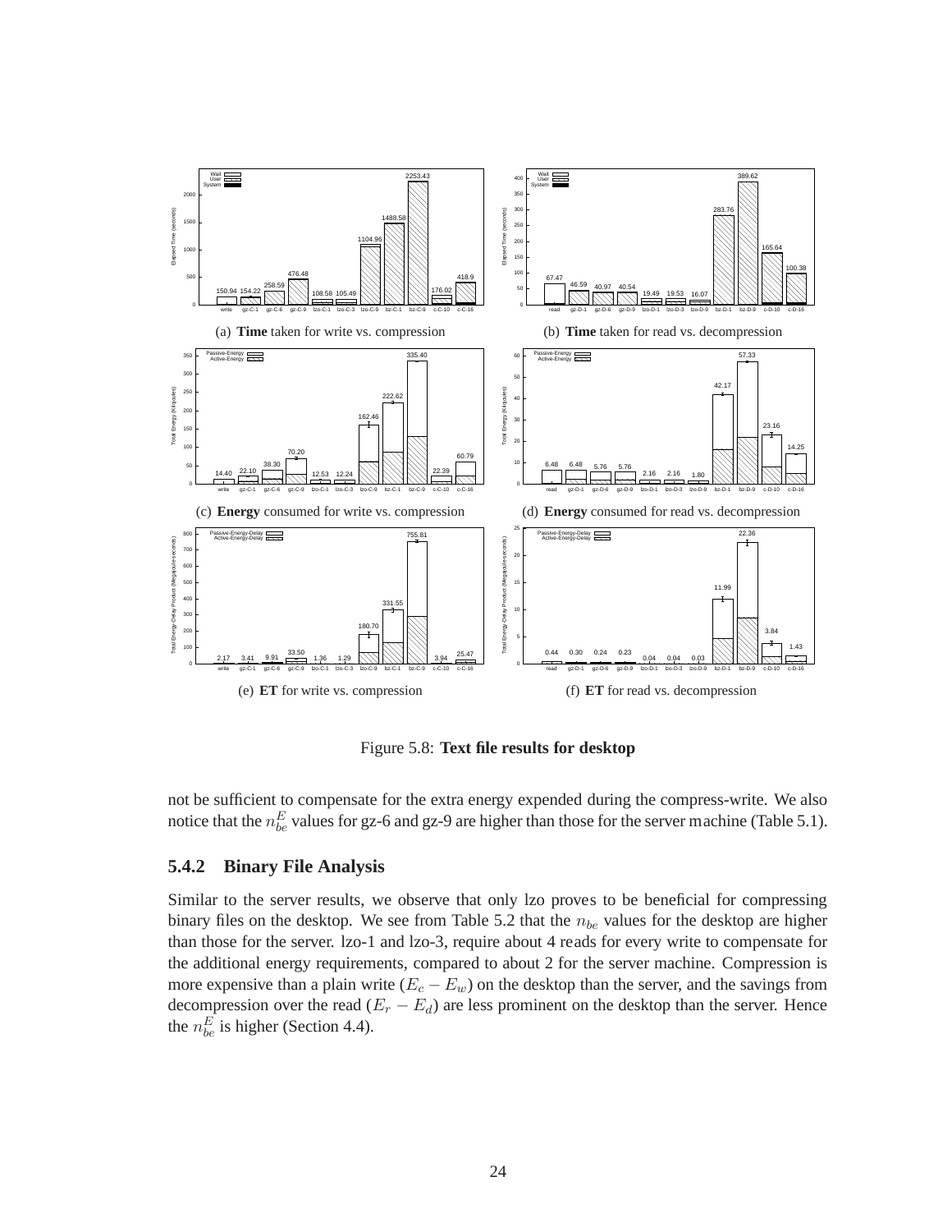(a) **Time** taken for write vs. compression

(b) **Time** taken for read vs. decompression

(c) **Energy** consumed for write vs. compression

(d) **Energy** consumed for read vs. decompression

(e) **ET** for write vs. compression

(f) **ET** for read vs. decompression

Figure 5.8: **Text file results for desktop**

not be sufficient to compensate for the extra energy expended during the compress-write. We also notice that the $n_{be}^{E}$ values for gz-6 and gz-9 are higher than those for the server machine (Table 5.1).

### 5.4.2 Binary File Analysis

Similar to the server results, we observe that only lzo proves to be beneficial for compressing binary files on the desktop. We see from Table 5.2 that the $n_{be}$ values for the desktop are higher than those for the server. lzo-1 and lzo-3, require about 4 reads for every write to compensate for the additional energy requirements, compared to about 2 for the server machine. Compression is more expensive than a plain write ($E_c - E_w$) on the desktop than the server, and the savings from decompression over the read ($E_r - E_d$) are less prominent on the desktop than the server. Hence the $n_{be}^{E}$ is higher (Section 4.4).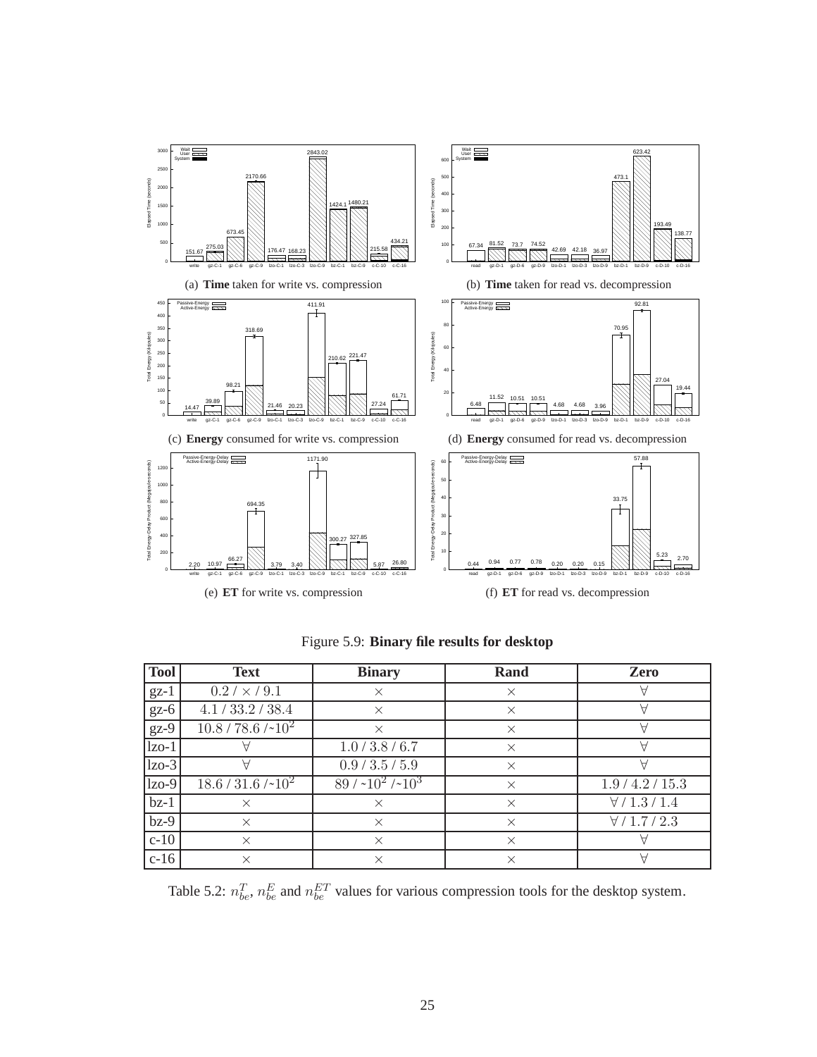(a) **Time** taken for write vs. compression

(b) **Time** taken for read vs. decompression

(c) **Energy** consumed for write vs. compression

(d) **Energy** consumed for read vs. decompression

(e) **ET** for write vs. compression

(f) **ET** for read vs. decompression

Figure 5.9: **Binary file results for desktop**

| Tool | Text | Binary | Rand | Zero |
|---|---|---|---|---|
| gz-1 | $0.2$ / $\times$ / $9.1$ | $\times$ | $\times$ | $\forall$ |
| gz-6 | $4.1$ / $33.2$ / $38.4$ | $\times$ | $\times$ | $\forall$ |
| gz-9 | $10.8$ / $78.6$ /~$10^2$ | $\times$ | $\times$ | $\forall$ |
| lzo-1 | $\forall$ | $1.0$ / $3.8$ / $6.7$ | $\times$ | $\forall$ |
| lzo-3 | $\forall$ | $0.9$ / $3.5$ / $5.9$ | $\times$ | $\forall$ |
| lzo-9 | $18.6$ / $31.6$ /~$10^2$ | $89$ / ~$10^2$ /~$10^3$ | $\times$ | $1.9$ / $4.2$ / $15.3$ |
| bz-1 | $\times$ | $\times$ | $\times$ | $\forall$ / $1.3$ / $1.4$ |
| bz-9 | $\times$ | $\times$ | $\times$ | $\forall$ / $1.7$ / $2.3$ |
| c-10 | $\times$ | $\times$ | $\times$ | $\forall$ |
| c-16 | $\times$ | $\times$ | $\times$ | $\forall$ |

Table 5.2: $n_{be}^{T}$, $n_{be}^{E}$ and $n_{be}^{ET}$ values for various compression tools for the desktop system.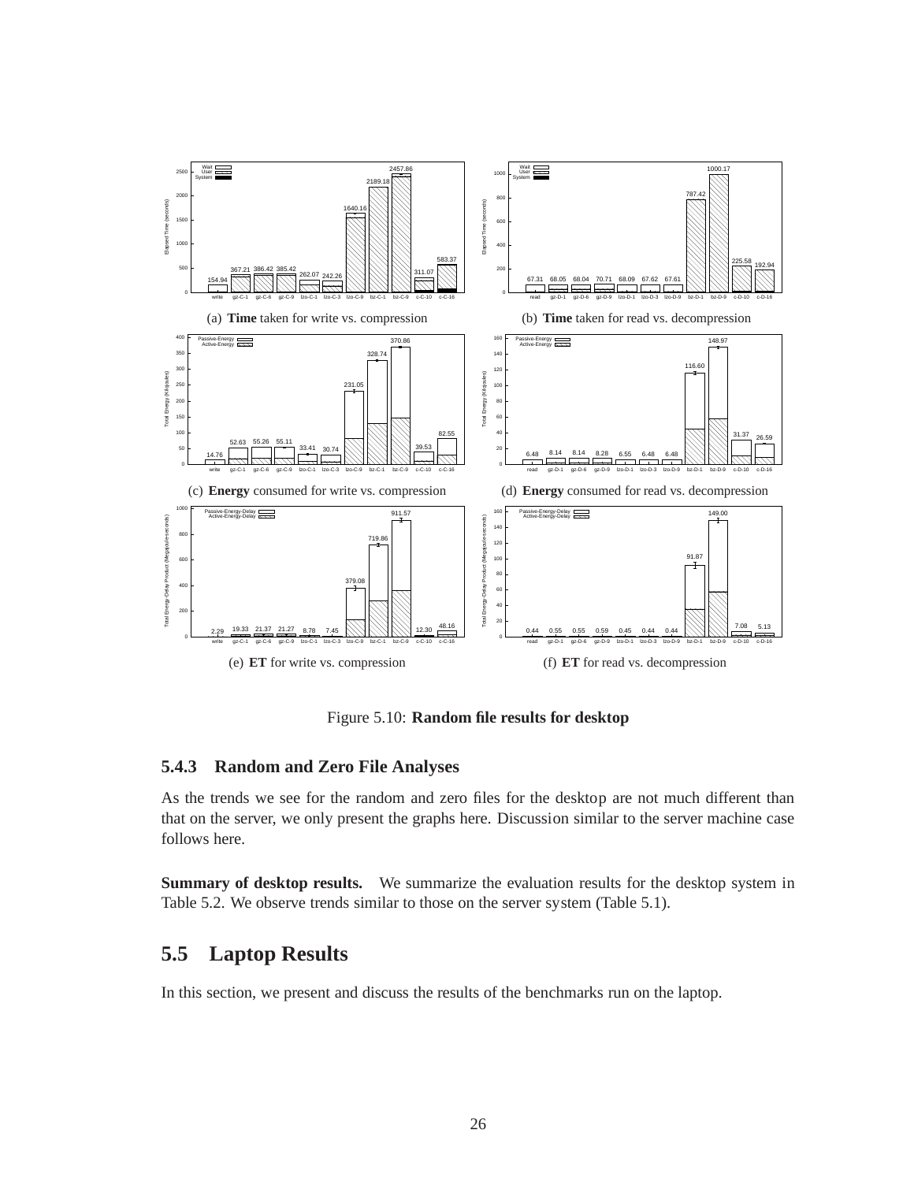(a) **Time** taken for write vs. compression

(b) **Time** taken for read vs. decompression

(c) **Energy** consumed for write vs. compression

(d) **Energy** consumed for read vs. decompression

(e) **ET** for write vs. compression

(f) **ET** for read vs. decompression

Figure 5.10: **Random file results for desktop**

### 5.4.3 Random and Zero File Analyses

As the trends we see for the random and zero files for the desktop are not much different than that on the server, we only present the graphs here. Discussion similar to the server machine case follows here.

**Summary of desktop results.** We summarize the evaluation results for the desktop system in Table 5.2. We observe trends similar to those on the server system (Table 5.1).

## 5.5 Laptop Results

In this section, we present and discuss the results of the benchmarks run on the laptop.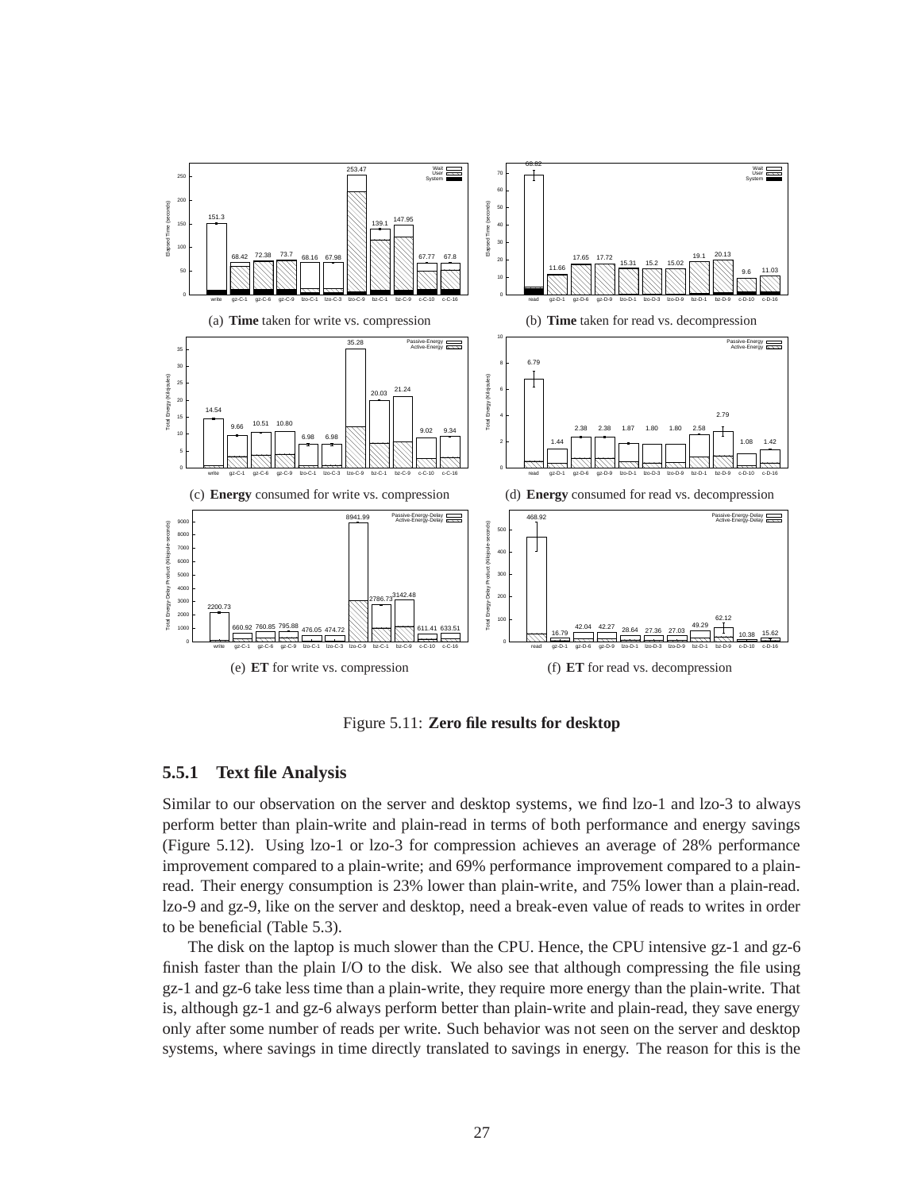(a) **Time** taken for write vs. compression

(b) **Time** taken for read vs. decompression

(c) **Energy** consumed for write vs. compression

(d) **Energy** consumed for read vs. decompression

(e) **ET** for write vs. compression

(f) **ET** for read vs. decompression

Figure 5.11: **Zero file results for desktop**

### 5.5.1 Text file Analysis

Similar to our observation on the server and desktop systems, we find lzo-1 and lzo-3 to always perform better than plain-write and plain-read in terms of both performance and energy savings (Figure 5.12). Using lzo-1 or lzo-3 for compression achieves an average of 28% performance improvement compared to a plain-write; and 69% performance improvement compared to a plain-read. Their energy consumption is 23% lower than plain-write, and 75% lower than a plain-read. lzo-9 and gz-9, like on the server and desktop, need a break-even value of reads to writes in order to be beneficial (Table 5.3).

The disk on the laptop is much slower than the CPU. Hence, the CPU intensive gz-1 and gz-6 finish faster than the plain I/O to the disk. We also see that although compressing the file using gz-1 and gz-6 take less time than a plain-write, they require more energy than the plain-write. That is, although gz-1 and gz-6 always perform better than plain-write and plain-read, they save energy only after some number of reads per write. Such behavior was not seen on the server and desktop systems, where savings in time directly translated to savings in energy. The reason for this is the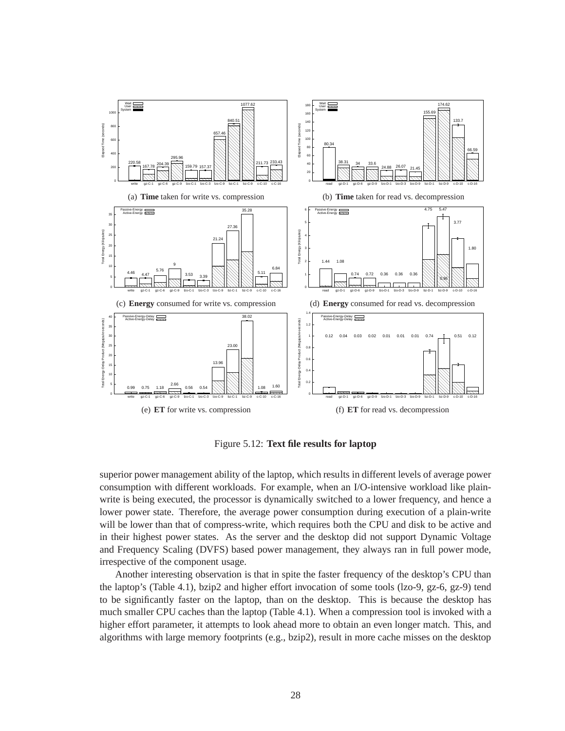(a) **Time** taken for write vs. compression

(b) **Time** taken for read vs. decompression

(c) **Energy** consumed for write vs. compression

(d) **Energy** consumed for read vs. decompression

(e) **ET** for write vs. compression

(f) **ET** for read vs. decompression

Figure 5.12: **Text file results for laptop**

superior power management ability of the laptop, which results in different levels of average power consumption with different workloads. For example, when an I/O-intensive workload like plain-write is being executed, the processor is dynamically switched to a lower frequency, and hence a lower power state. Therefore, the average power consumption during execution of a plain-write will be lower than that of compress-write, which requires both the CPU and disk to be active and in their highest power states. As the server and the desktop did not support Dynamic Voltage and Frequency Scaling (DVFS) based power management, they always ran in full power mode, irrespective of the component usage.

Another interesting observation is that in spite the faster frequency of the desktop's CPU than the laptop's (Table 4.1), bzip2 and higher effort invocation of some tools (lzo-9, gz-6, gz-9) tend to be significantly faster on the laptop, than on the desktop. This is because the desktop has much smaller CPU caches than the laptop (Table 4.1). When a compression tool is invoked with a higher effort parameter, it attempts to look ahead more to obtain an even longer match. This, and algorithms with large memory footprints (e.g., bzip2), result in more cache misses on the desktop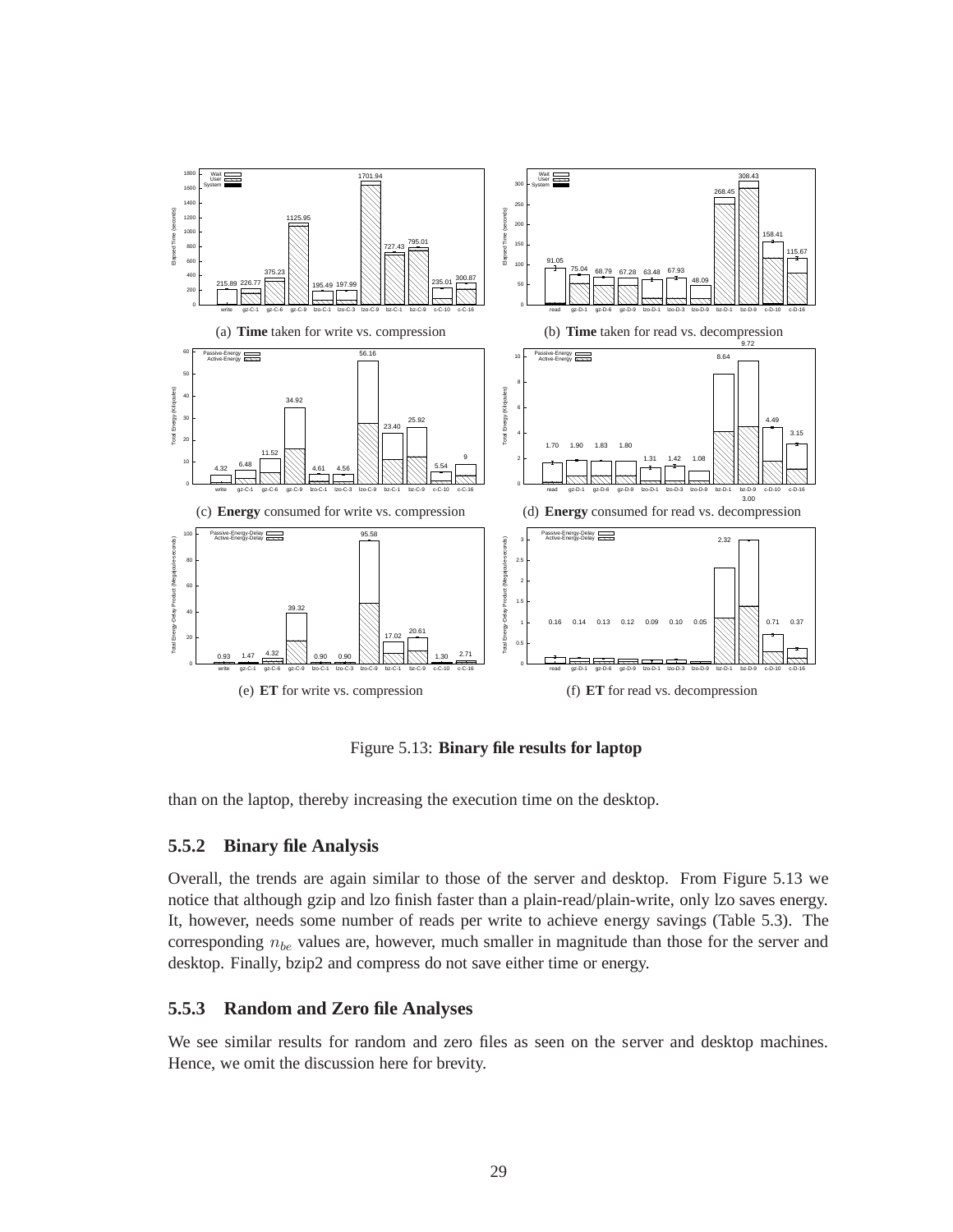(a) **Time** taken for write vs. compression

(b) **Time** taken for read vs. decompression

(c) **Energy** consumed for write vs. compression

(d) **Energy** consumed for read vs. decompression

(e) **ET** for write vs. compression

(f) **ET** for read vs. decompression

Figure 5.13: **Binary file results for laptop**

than on the laptop, thereby increasing the execution time on the desktop.

### 5.5.2 Binary file Analysis

Overall, the trends are again similar to those of the server and desktop. From Figure 5.13 we notice that although gzip and lzo finish faster than a plain-read/plain-write, only lzo saves energy. It, however, needs some number of reads per write to achieve energy savings (Table 5.3). The corresponding $n_{be}$ values are, however, much smaller in magnitude than those for the server and desktop. Finally, bzip2 and compress do not save either time or energy.

### 5.5.3 Random and Zero file Analyses

We see similar results for random and zero files as seen on the server and desktop machines. Hence, we omit the discussion here for brevity.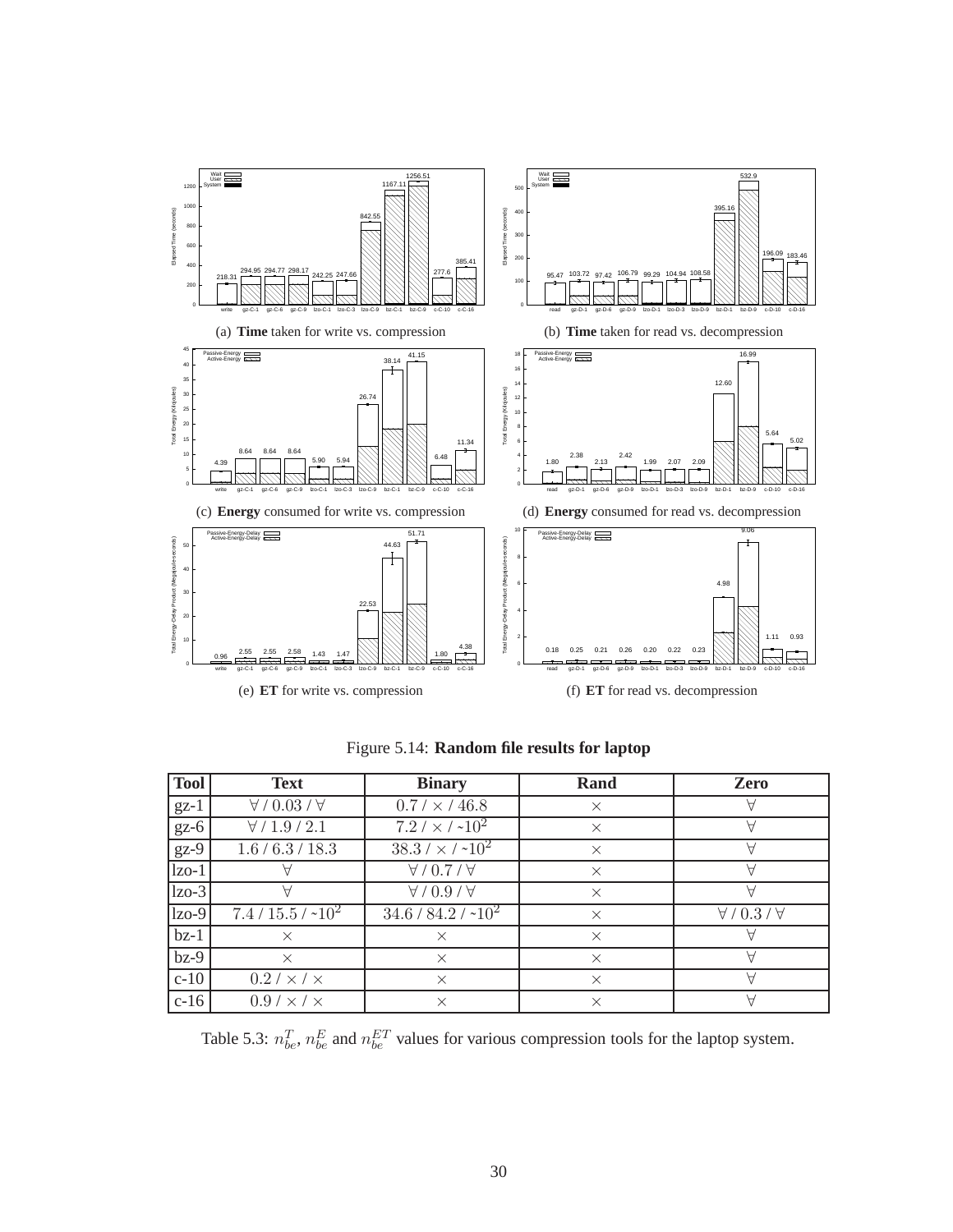(a) **Time** taken for write vs. compression

(b) **Time** taken for read vs. decompression

(c) **Energy** consumed for write vs. compression

(d) **Energy** consumed for read vs. decompression

(e) **ET** for write vs. compression

(f) **ET** for read vs. decompression

Figure 5.14: **Random file results for laptop**

| Tool | Text | Binary | Rand | Zero |
|---|---|---|---|---|
| gz-1 | $\forall$ / 0.03 / $\forall$ | 0.7 / $\times$ / 46.8 | $\times$ | $\forall$ |
| gz-6 | $\forall$ / 1.9 / 2.1 | 7.2 / $\times$ / ~$10^2$ | $\times$ | $\forall$ |
| gz-9 | 1.6 / 6.3 / 18.3 | 38.3 / $\times$ / ~$10^2$ | $\times$ | $\forall$ |
| lzo-1 | $\forall$ | $\forall$ / 0.7 / $\forall$ | $\times$ | $\forall$ |
| lzo-3 | $\forall$ | $\forall$ / 0.9 / $\forall$ | $\times$ | $\forall$ |
| lzo-9 | 7.4 / 15.5 / ~$10^2$ | 34.6 / 84.2 / ~$10^2$ | $\times$ | $\forall$ / 0.3 / $\forall$ |
| bz-1 | $\times$ | $\times$ | $\times$ | $\forall$ |
| bz-9 | $\times$ | $\times$ | $\times$ | $\forall$ |
| c-10 | 0.2 / $\times$ / $\times$ | $\times$ | $\times$ | $\forall$ |
| c-16 | 0.9 / $\times$ / $\times$ | $\times$ | $\times$ | $\forall$ |

Table 5.3: $n_{be}^{T}$, $n_{be}^{E}$ and $n_{be}^{ET}$ values for various compression tools for the laptop system.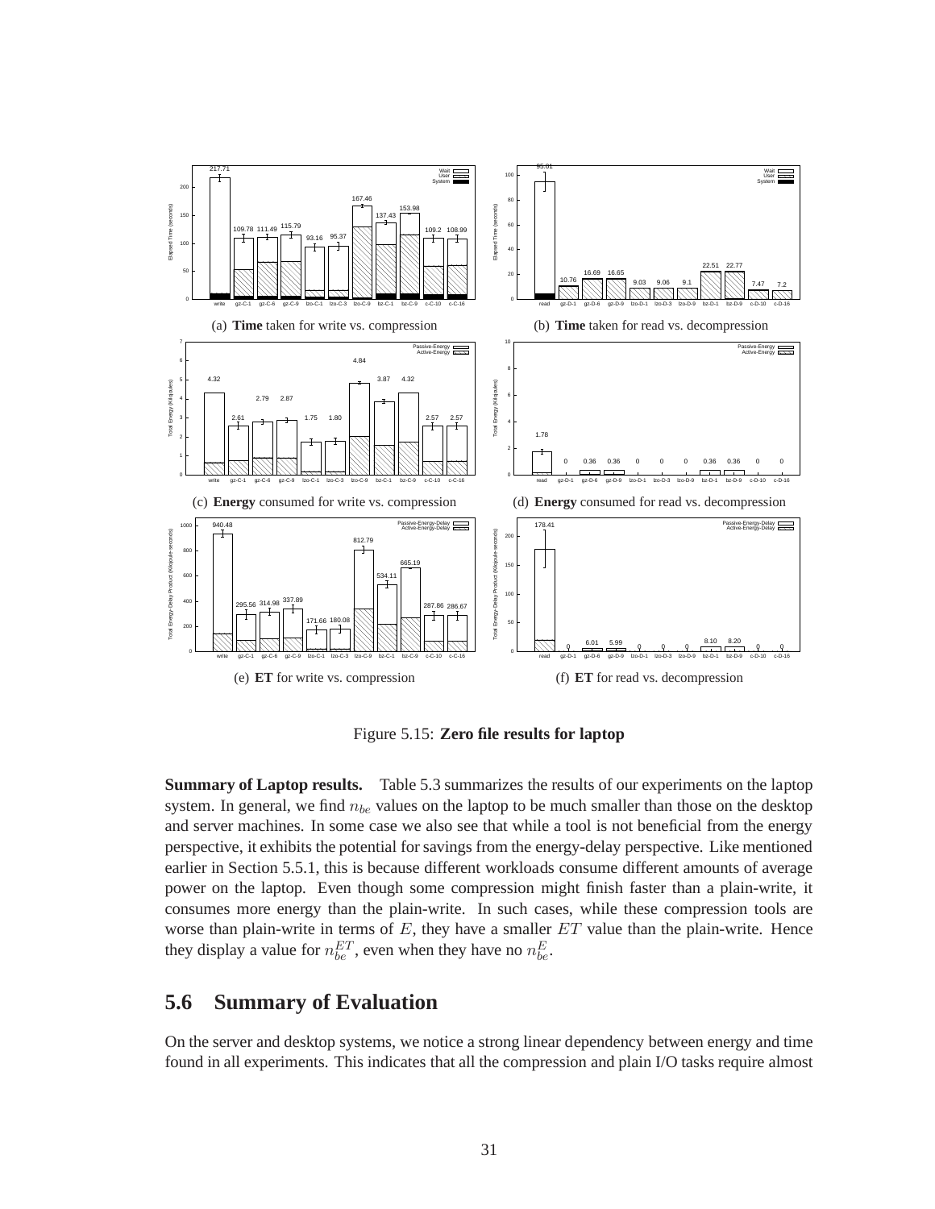(a) **Time** taken for write vs. compression

(b) **Time** taken for read vs. decompression

(c) **Energy** consumed for write vs. compression

(d) **Energy** consumed for read vs. decompression

(e) **ET** for write vs. compression

(f) **ET** for read vs. decompression

Figure 5.15: **Zero file results for laptop**

**Summary of Laptop results.** Table 5.3 summarizes the results of our experiments on the laptop system. In general, we find $n_{be}$ values on the laptop to be much smaller than those on the desktop and server machines. In some case we also see that while a tool is not beneficial from the energy perspective, it exhibits the potential for savings from the energy-delay perspective. Like mentioned earlier in Section 5.5.1, this is because different workloads consume different amounts of average power on the laptop. Even though some compression might finish faster than a plain-write, it consumes more energy than the plain-write. In such cases, while these compression tools are worse than plain-write in terms of $E$, they have a smaller $ET$ value than the plain-write. Hence they display a value for $n_{be}^{ET}$, even when they have no $n_{be}^{E}$.

## 5.6 Summary of Evaluation

On the server and desktop systems, we notice a strong linear dependency between energy and time found in all experiments. This indicates that all the compression and plain I/O tasks require almost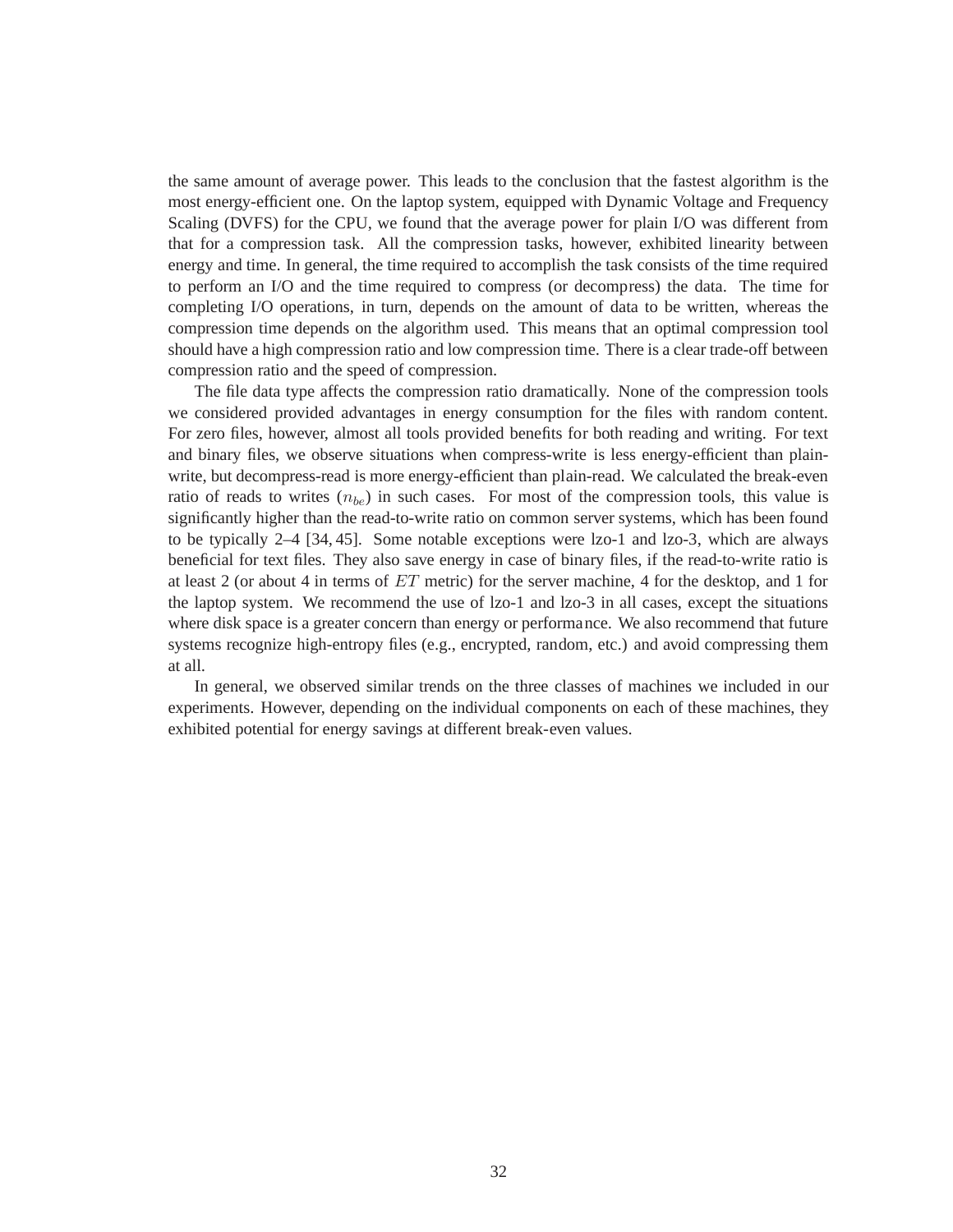the same amount of average power. This leads to the conclusion that the fastest algorithm is the most energy-efficient one. On the laptop system, equipped with Dynamic Voltage and Frequency Scaling (DVFS) for the CPU, we found that the average power for plain I/O was different from that for a compression task. All the compression tasks, however, exhibited linearity between energy and time. In general, the time required to accomplish the task consists of the time required to perform an I/O and the time required to compress (or decompress) the data. The time for completing I/O operations, in turn, depends on the amount of data to be written, whereas the compression time depends on the algorithm used. This means that an optimal compression tool should have a high compression ratio and low compression time. There is a clear trade-off between compression ratio and the speed of compression.

The file data type affects the compression ratio dramatically. None of the compression tools we considered provided advantages in energy consumption for the files with random content. For zero files, however, almost all tools provided benefits for both reading and writing. For text and binary files, we observe situations when compress-write is less energy-efficient than plain-write, but decompress-read is more energy-efficient than plain-read. We calculated the break-even ratio of reads to writes ($n_{be}$) in such cases. For most of the compression tools, this value is significantly higher than the read-to-write ratio on common server systems, which has been found to be typically 2–4 [34, 45]. Some notable exceptions were lzo-1 and lzo-3, which are always beneficial for text files. They also save energy in case of binary files, if the read-to-write ratio is at least 2 (or about 4 in terms of $ET$ metric) for the server machine, 4 for the desktop, and 1 for the laptop system. We recommend the use of lzo-1 and lzo-3 in all cases, except the situations where disk space is a greater concern than energy or performance. We also recommend that future systems recognize high-entropy files (e.g., encrypted, random, etc.) and avoid compressing them at all.

In general, we observed similar trends on the three classes of machines we included in our experiments. However, depending on the individual components on each of these machines, they exhibited potential for energy savings at different break-even values.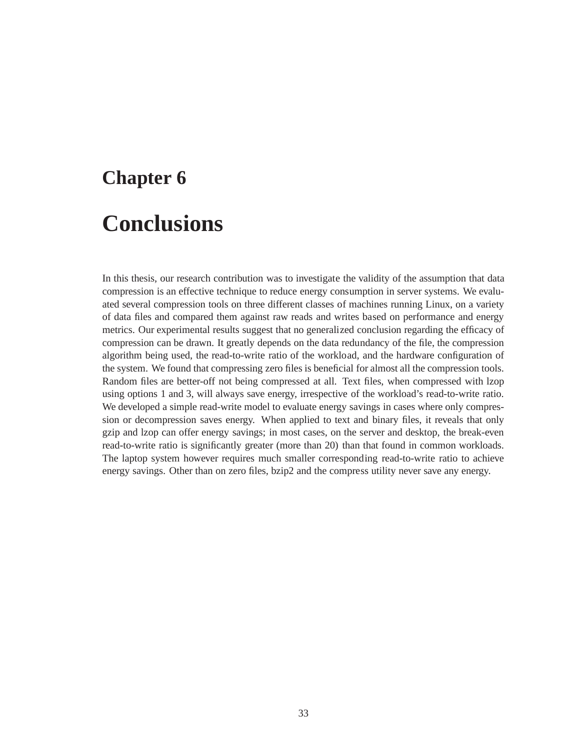# Chapter 6

# Conclusions

In this thesis, our research contribution was to investigate the validity of the assumption that data compression is an effective technique to reduce energy consumption in server systems. We evaluated several compression tools on three different classes of machines running Linux, on a variety of data files and compared them against raw reads and writes based on performance and energy metrics. Our experimental results suggest that no generalized conclusion regarding the efficacy of compression can be drawn. It greatly depends on the data redundancy of the file, the compression algorithm being used, the read-to-write ratio of the workload, and the hardware configuration of the system. We found that compressing zero files is beneficial for almost all the compression tools. Random files are better-off not being compressed at all. Text files, when compressed with lzop using options 1 and 3, will always save energy, irrespective of the workload's read-to-write ratio. We developed a simple read-write model to evaluate energy savings in cases where only compression or decompression saves energy. When applied to text and binary files, it reveals that only gzip and lzop can offer energy savings; in most cases, on the server and desktop, the break-even read-to-write ratio is significantly greater (more than 20) than that found in common workloads. The laptop system however requires much smaller corresponding read-to-write ratio to achieve energy savings. Other than on zero files, bzip2 and the compress utility never save any energy.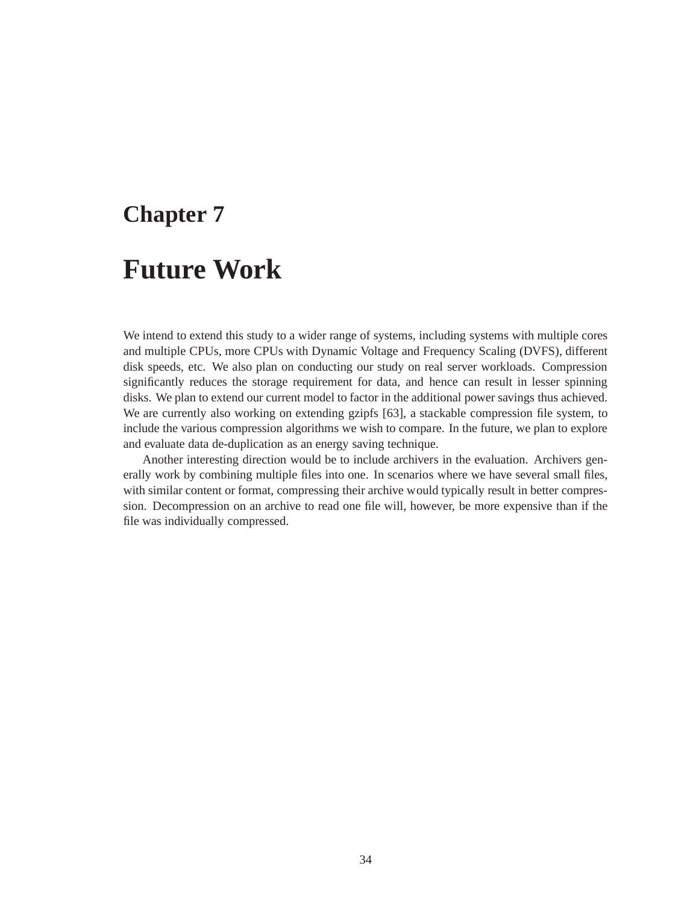# Chapter 7

# Future Work

We intend to extend this study to a wider range of systems, including systems with multiple cores and multiple CPUs, more CPUs with Dynamic Voltage and Frequency Scaling (DVFS), different disk speeds, etc. We also plan on conducting our study on real server workloads. Compression significantly reduces the storage requirement for data, and hence can result in lesser spinning disks. We plan to extend our current model to factor in the additional power savings thus achieved. We are currently also working on extending gzipfs [63], a stackable compression file system, to include the various compression algorithms we wish to compare. In the future, we plan to explore and evaluate data de-duplication as an energy saving technique.

Another interesting direction would be to include archivers in the evaluation. Archivers generally work by combining multiple files into one. In scenarios where we have several small files, with similar content or format, compressing their archive would typically result in better compression. Decompression on an archive to read one file will, however, be more expensive than if the file was individually compressed.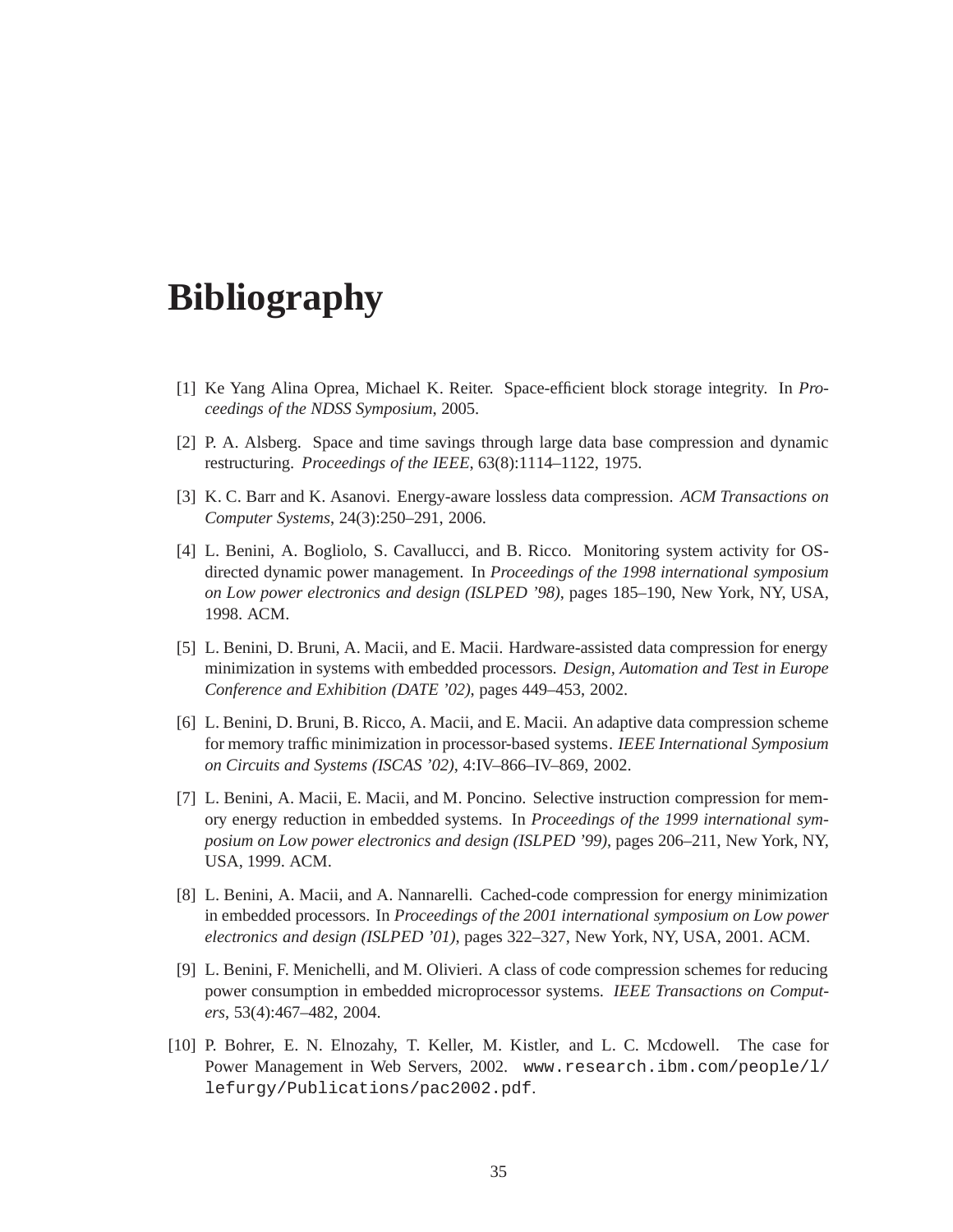# Bibliography

[1] Ke Yang Alina Oprea, Michael K. Reiter. Space-efficient block storage integrity. In *Proceedings of the NDSS Symposium*, 2005.

[2] P. A. Alsberg. Space and time savings through large data base compression and dynamic restructuring. *Proceedings of the IEEE*, 63(8):1114–1122, 1975.

[3] K. C. Barr and K. Asanovi. Energy-aware lossless data compression. *ACM Transactions on Computer Systems*, 24(3):250–291, 2006.

[4] L. Benini, A. Bogliolo, S. Cavallucci, and B. Ricco. Monitoring system activity for OS-directed dynamic power management. In *Proceedings of the 1998 international symposium on Low power electronics and design (ISLPED '98)*, pages 185–190, New York, NY, USA, 1998. ACM.

[5] L. Benini, D. Bruni, A. Macii, and E. Macii. Hardware-assisted data compression for energy minimization in systems with embedded processors. *Design, Automation and Test in Europe Conference and Exhibition (DATE '02)*, pages 449–453, 2002.

[6] L. Benini, D. Bruni, B. Ricco, A. Macii, and E. Macii. An adaptive data compression scheme for memory traffic minimization in processor-based systems. *IEEE International Symposium on Circuits and Systems (ISCAS '02)*, 4:IV–866–IV–869, 2002.

[7] L. Benini, A. Macii, E. Macii, and M. Poncino. Selective instruction compression for memory energy reduction in embedded systems. In *Proceedings of the 1999 international symposium on Low power electronics and design (ISLPED '99)*, pages 206–211, New York, NY, USA, 1999. ACM.

[8] L. Benini, A. Macii, and A. Nannarelli. Cached-code compression for energy minimization in embedded processors. In *Proceedings of the 2001 international symposium on Low power electronics and design (ISLPED '01)*, pages 322–327, New York, NY, USA, 2001. ACM.

[9] L. Benini, F. Menichelli, and M. Olivieri. A class of code compression schemes for reducing power consumption in embedded microprocessor systems. *IEEE Transactions on Computers*, 53(4):467–482, 2004.

[10] P. Bohrer, E. N. Elnozahy, T. Keller, M. Kistler, and L. C. Mcdowell. The case for Power Management in Web Servers, 2002. `www.research.ibm.com/people/l/lefurgy/Publications/pac2002.pdf`.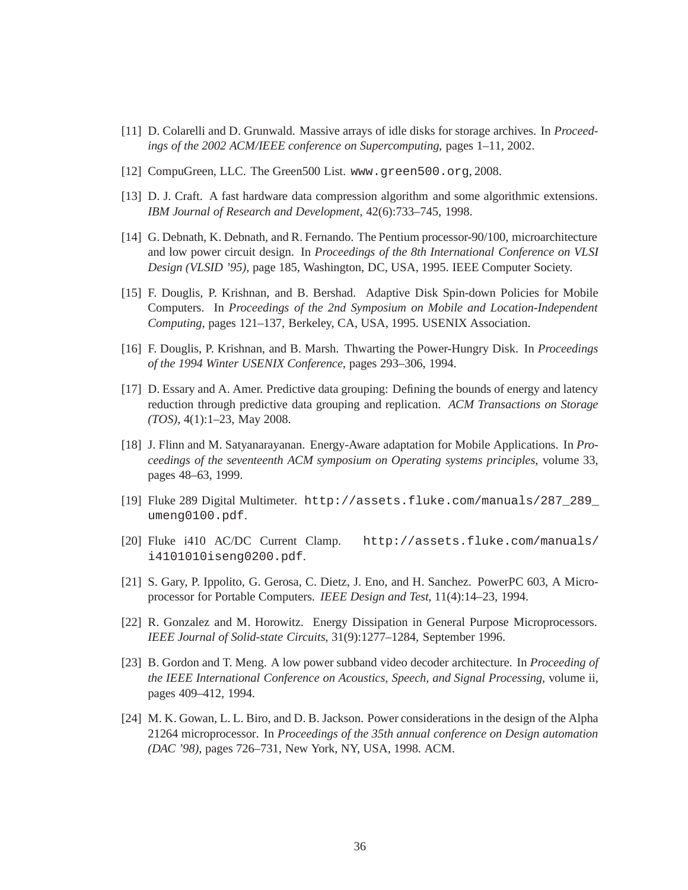[11] D. Colarelli and D. Grunwald. Massive arrays of idle disks for storage archives. In *Proceedings of the 2002 ACM/IEEE conference on Supercomputing*, pages 1–11, 2002.

[12] CompuGreen, LLC. The Green500 List. `www.green500.org`, 2008.

[13] D. J. Craft. A fast hardware data compression algorithm and some algorithmic extensions. *IBM Journal of Research and Development*, 42(6):733–745, 1998.

[14] G. Debnath, K. Debnath, and R. Fernando. The Pentium processor-90/100, microarchitecture and low power circuit design. In *Proceedings of the 8th International Conference on VLSI Design (VLSID '95)*, page 185, Washington, DC, USA, 1995. IEEE Computer Society.

[15] F. Douglis, P. Krishnan, and B. Bershad. Adaptive Disk Spin-down Policies for Mobile Computers. In *Proceedings of the 2nd Symposium on Mobile and Location-Independent Computing*, pages 121–137, Berkeley, CA, USA, 1995. USENIX Association.

[16] F. Douglis, P. Krishnan, and B. Marsh. Thwarting the Power-Hungry Disk. In *Proceedings of the 1994 Winter USENIX Conference*, pages 293–306, 1994.

[17] D. Essary and A. Amer. Predictive data grouping: Defining the bounds of energy and latency reduction through predictive data grouping and replication. *ACM Transactions on Storage (TOS)*, 4(1):1–23, May 2008.

[18] J. Flinn and M. Satyanarayanan. Energy-Aware adaptation for Mobile Applications. In *Proceedings of the seventeenth ACM symposium on Operating systems principles*, volume 33, pages 48–63, 1999.

[19] Fluke 289 Digital Multimeter. `http://assets.fluke.com/manuals/287_289_umeng0100.pdf`.

[20] Fluke i410 AC/DC Current Clamp. `http://assets.fluke.com/manuals/i4101010iseng0200.pdf`.

[21] S. Gary, P. Ippolito, G. Gerosa, C. Dietz, J. Eno, and H. Sanchez. PowerPC 603, A Microprocessor for Portable Computers. *IEEE Design and Test*, 11(4):14–23, 1994.

[22] R. Gonzalez and M. Horowitz. Energy Dissipation in General Purpose Microprocessors. *IEEE Journal of Solid-state Circuits*, 31(9):1277–1284, September 1996.

[23] B. Gordon and T. Meng. A low power subband video decoder architecture. In *Proceeding of the IEEE International Conference on Acoustics, Speech, and Signal Processing*, volume ii, pages 409–412, 1994.

[24] M. K. Gowan, L. L. Biro, and D. B. Jackson. Power considerations in the design of the Alpha 21264 microprocessor. In *Proceedings of the 35th annual conference on Design automation (DAC '98)*, pages 726–731, New York, NY, USA, 1998. ACM.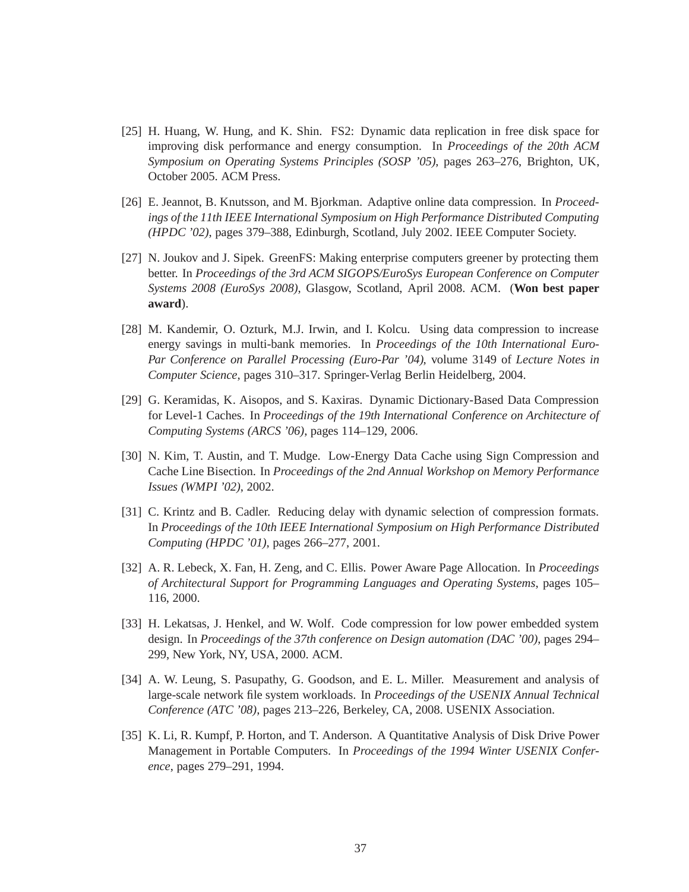[25] H. Huang, W. Hung, and K. Shin. FS2: Dynamic data replication in free disk space for improving disk performance and energy consumption. In *Proceedings of the 20th ACM Symposium on Operating Systems Principles (SOSP '05)*, pages 263–276, Brighton, UK, October 2005. ACM Press.

[26] E. Jeannot, B. Knutsson, and M. Bjorkman. Adaptive online data compression. In *Proceedings of the 11th IEEE International Symposium on High Performance Distributed Computing (HPDC '02)*, pages 379–388, Edinburgh, Scotland, July 2002. IEEE Computer Society.

[27] N. Joukov and J. Sipek. GreenFS: Making enterprise computers greener by protecting them better. In *Proceedings of the 3rd ACM SIGOPS/EuroSys European Conference on Computer Systems 2008 (EuroSys 2008)*, Glasgow, Scotland, April 2008. ACM. (**Won best paper award**).

[28] M. Kandemir, O. Ozturk, M.J. Irwin, and I. Kolcu. Using data compression to increase energy savings in multi-bank memories. In *Proceedings of the 10th International Euro-Par Conference on Parallel Processing (Euro-Par '04)*, volume 3149 of *Lecture Notes in Computer Science*, pages 310–317. Springer-Verlag Berlin Heidelberg, 2004.

[29] G. Keramidas, K. Aisopos, and S. Kaxiras. Dynamic Dictionary-Based Data Compression for Level-1 Caches. In *Proceedings of the 19th International Conference on Architecture of Computing Systems (ARCS '06)*, pages 114–129, 2006.

[30] N. Kim, T. Austin, and T. Mudge. Low-Energy Data Cache using Sign Compression and Cache Line Bisection. In *Proceedings of the 2nd Annual Workshop on Memory Performance Issues (WMPI '02)*, 2002.

[31] C. Krintz and B. Cadler. Reducing delay with dynamic selection of compression formats. In *Proceedings of the 10th IEEE International Symposium on High Performance Distributed Computing (HPDC '01)*, pages 266–277, 2001.

[32] A. R. Lebeck, X. Fan, H. Zeng, and C. Ellis. Power Aware Page Allocation. In *Proceedings of Architectural Support for Programming Languages and Operating Systems*, pages 105–116, 2000.

[33] H. Lekatsas, J. Henkel, and W. Wolf. Code compression for low power embedded system design. In *Proceedings of the 37th conference on Design automation (DAC '00)*, pages 294–299, New York, NY, USA, 2000. ACM.

[34] A. W. Leung, S. Pasupathy, G. Goodson, and E. L. Miller. Measurement and analysis of large-scale network file system workloads. In *Proceedings of the USENIX Annual Technical Conference (ATC '08)*, pages 213–226, Berkeley, CA, 2008. USENIX Association.

[35] K. Li, R. Kumpf, P. Horton, and T. Anderson. A Quantitative Analysis of Disk Drive Power Management in Portable Computers. In *Proceedings of the 1994 Winter USENIX Conference*, pages 279–291, 1994.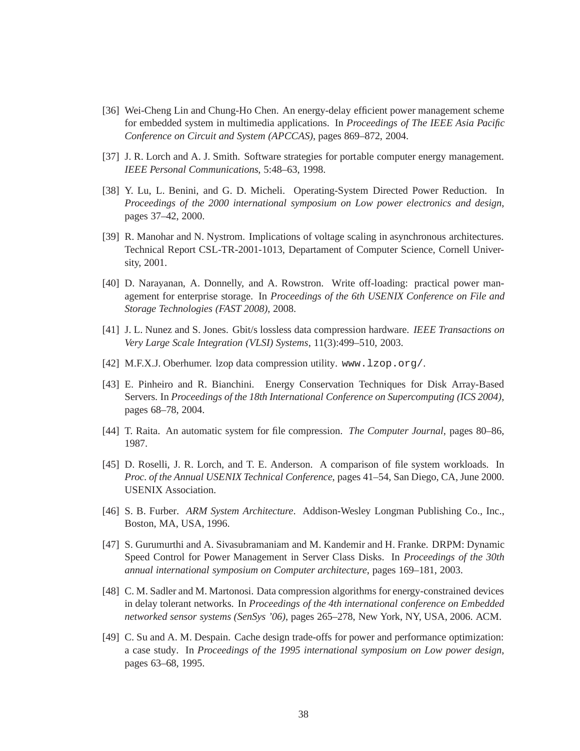[36] Wei-Cheng Lin and Chung-Ho Chen. An energy-delay efficient power management scheme for embedded system in multimedia applications. In *Proceedings of The IEEE Asia Pacific Conference on Circuit and System (APCCAS)*, pages 869–872, 2004.

[37] J. R. Lorch and A. J. Smith. Software strategies for portable computer energy management. *IEEE Personal Communications*, 5:48–63, 1998.

[38] Y. Lu, L. Benini, and G. D. Micheli. Operating-System Directed Power Reduction. In *Proceedings of the 2000 international symposium on Low power electronics and design*, pages 37–42, 2000.

[39] R. Manohar and N. Nystrom. Implications of voltage scaling in asynchronous architectures. Technical Report CSL-TR-2001-1013, Departament of Computer Science, Cornell University, 2001.

[40] D. Narayanan, A. Donnelly, and A. Rowstron. Write off-loading: practical power management for enterprise storage. In *Proceedings of the 6th USENIX Conference on File and Storage Technologies (FAST 2008)*, 2008.

[41] J. L. Nunez and S. Jones. Gbit/s lossless data compression hardware. *IEEE Transactions on Very Large Scale Integration (VLSI) Systems*, 11(3):499–510, 2003.

[42] M.F.X.J. Oberhumer. lzop data compression utility. `www.lzop.org/`.

[43] E. Pinheiro and R. Bianchini. Energy Conservation Techniques for Disk Array-Based Servers. In *Proceedings of the 18th International Conference on Supercomputing (ICS 2004)*, pages 68–78, 2004.

[44] T. Raita. An automatic system for file compression. *The Computer Journal*, pages 80–86, 1987.

[45] D. Roselli, J. R. Lorch, and T. E. Anderson. A comparison of file system workloads. In *Proc. of the Annual USENIX Technical Conference*, pages 41–54, San Diego, CA, June 2000. USENIX Association.

[46] S. B. Furber. *ARM System Architecture*. Addison-Wesley Longman Publishing Co., Inc., Boston, MA, USA, 1996.

[47] S. Gurumurthi and A. Sivasubramaniam and M. Kandemir and H. Franke. DRPM: Dynamic Speed Control for Power Management in Server Class Disks. In *Proceedings of the 30th annual international symposium on Computer architecture*, pages 169–181, 2003.

[48] C. M. Sadler and M. Martonosi. Data compression algorithms for energy-constrained devices in delay tolerant networks. In *Proceedings of the 4th international conference on Embedded networked sensor systems (SenSys '06)*, pages 265–278, New York, NY, USA, 2006. ACM.

[49] C. Su and A. M. Despain. Cache design trade-offs for power and performance optimization: a case study. In *Proceedings of the 1995 international symposium on Low power design*, pages 63–68, 1995.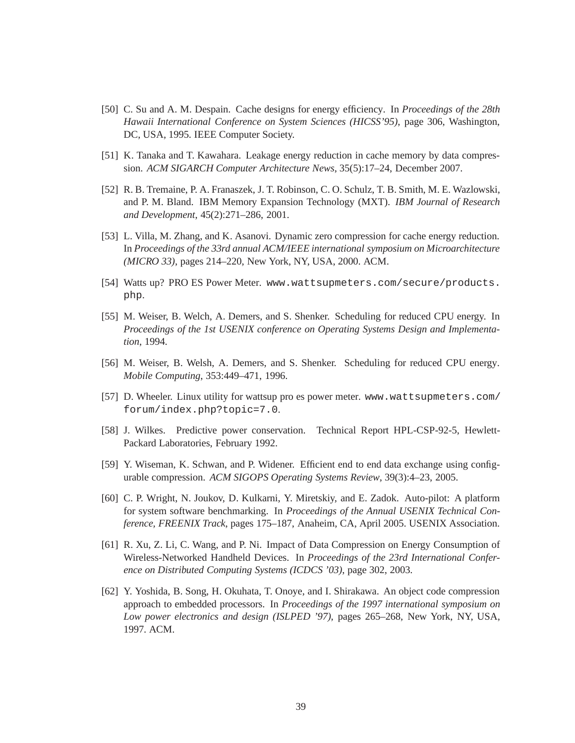[50] C. Su and A. M. Despain. Cache designs for energy efficiency. In *Proceedings of the 28th Hawaii International Conference on System Sciences (HICSS'95)*, page 306, Washington, DC, USA, 1995. IEEE Computer Society.

[51] K. Tanaka and T. Kawahara. Leakage energy reduction in cache memory by data compression. *ACM SIGARCH Computer Architecture News*, 35(5):17–24, December 2007.

[52] R. B. Tremaine, P. A. Franaszek, J. T. Robinson, C. O. Schulz, T. B. Smith, M. E. Wazlowski, and P. M. Bland. IBM Memory Expansion Technology (MXT). *IBM Journal of Research and Development*, 45(2):271–286, 2001.

[53] L. Villa, M. Zhang, and K. Asanovi. Dynamic zero compression for cache energy reduction. In *Proceedings of the 33rd annual ACM/IEEE international symposium on Microarchitecture (MICRO 33)*, pages 214–220, New York, NY, USA, 2000. ACM.

[54] Watts up? PRO ES Power Meter. `www.wattsupmeters.com/secure/products.php`.

[55] M. Weiser, B. Welch, A. Demers, and S. Shenker. Scheduling for reduced CPU energy. In *Proceedings of the 1st USENIX conference on Operating Systems Design and Implementation*, 1994.

[56] M. Weiser, B. Welsh, A. Demers, and S. Shenker. Scheduling for reduced CPU energy. *Mobile Computing*, 353:449–471, 1996.

[57] D. Wheeler. Linux utility for wattsup pro es power meter. `www.wattsupmeters.com/forum/index.php?topic=7.0`.

[58] J. Wilkes. Predictive power conservation. Technical Report HPL-CSP-92-5, Hewlett-Packard Laboratories, February 1992.

[59] Y. Wiseman, K. Schwan, and P. Widener. Efficient end to end data exchange using configurable compression. *ACM SIGOPS Operating Systems Review*, 39(3):4–23, 2005.

[60] C. P. Wright, N. Joukov, D. Kulkarni, Y. Miretskiy, and E. Zadok. Auto-pilot: A platform for system software benchmarking. In *Proceedings of the Annual USENIX Technical Conference, FREENIX Track*, pages 175–187, Anaheim, CA, April 2005. USENIX Association.

[61] R. Xu, Z. Li, C. Wang, and P. Ni. Impact of Data Compression on Energy Consumption of Wireless-Networked Handheld Devices. In *Proceedings of the 23rd International Conference on Distributed Computing Systems (ICDCS '03)*, page 302, 2003.

[62] Y. Yoshida, B. Song, H. Okuhata, T. Onoye, and I. Shirakawa. An object code compression approach to embedded processors. In *Proceedings of the 1997 international symposium on Low power electronics and design (ISLPED '97)*, pages 265–268, New York, NY, USA, 1997. ACM.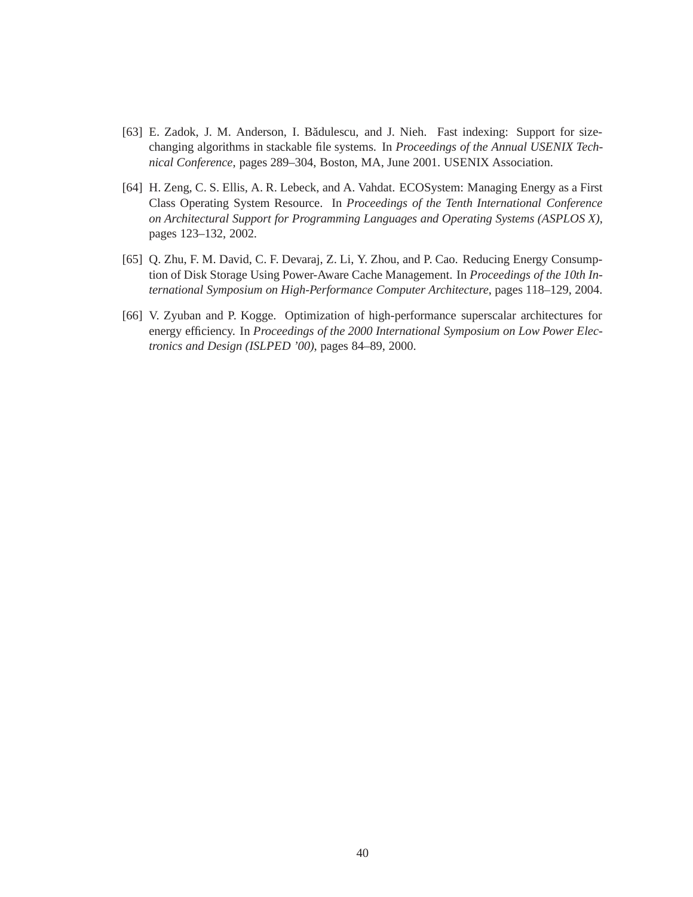[63] E. Zadok, J. M. Anderson, I. Bădulescu, and J. Nieh. Fast indexing: Support for size-changing algorithms in stackable file systems. In *Proceedings of the Annual USENIX Technical Conference*, pages 289–304, Boston, MA, June 2001. USENIX Association.

[64] H. Zeng, C. S. Ellis, A. R. Lebeck, and A. Vahdat. ECOSystem: Managing Energy as a First Class Operating System Resource. In *Proceedings of the Tenth International Conference on Architectural Support for Programming Languages and Operating Systems (ASPLOS X)*, pages 123–132, 2002.

[65] Q. Zhu, F. M. David, C. F. Devaraj, Z. Li, Y. Zhou, and P. Cao. Reducing Energy Consumption of Disk Storage Using Power-Aware Cache Management. In *Proceedings of the 10th International Symposium on High-Performance Computer Architecture*, pages 118–129, 2004.

[66] V. Zyuban and P. Kogge. Optimization of high-performance superscalar architectures for energy efficiency. In *Proceedings of the 2000 International Symposium on Low Power Electronics and Design (ISLPED '00)*, pages 84–89, 2000.